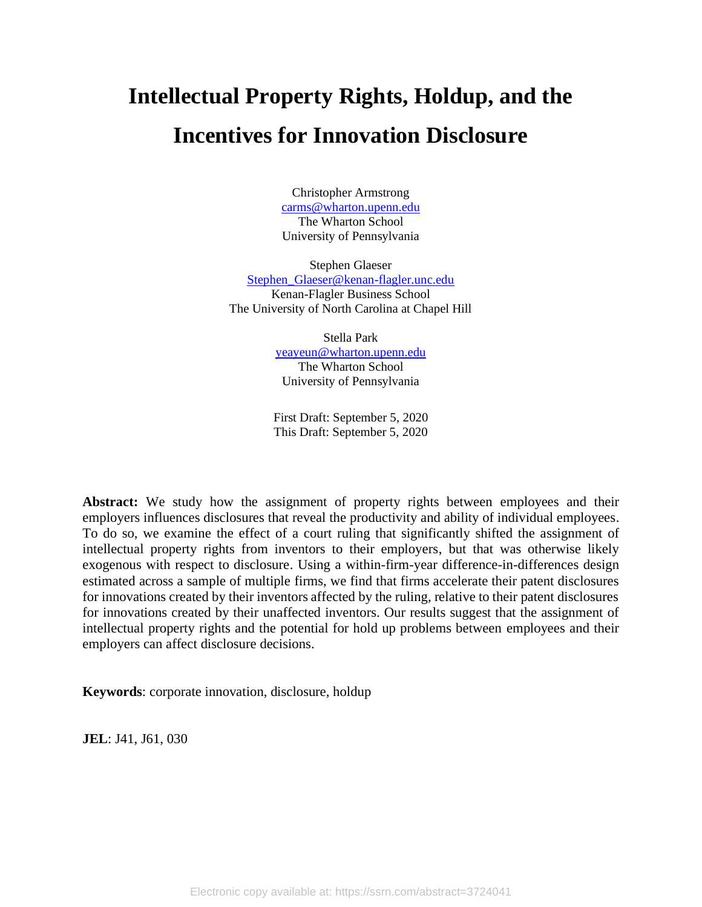# Intellectual Property Rights, Holdup, and the Incentives for Innovation Disclosure

Christopher Armstrong
carms@wharton.upenn.edu
The Wharton School
University of Pennsylvania

Stephen Glaeser
Stephen_Glaeser@kenan-flagler.unc.edu
Kenan-Flagler Business School
The University of North Carolina at Chapel Hill

Stella Park
yeayeun@wharton.upenn.edu
The Wharton School
University of Pennsylvania

First Draft: September 5, 2020
This Draft: September 5, 2020

**Abstract:** We study how the assignment of property rights between employees and their employers influences disclosures that reveal the productivity and ability of individual employees. To do so, we examine the effect of a court ruling that significantly shifted the assignment of intellectual property rights from inventors to their employers, but that was otherwise likely exogenous with respect to disclosure. Using a within-firm-year difference-in-differences design estimated across a sample of multiple firms, we find that firms accelerate their patent disclosures for innovations created by their inventors affected by the ruling, relative to their patent disclosures for innovations created by their unaffected inventors. Our results suggest that the assignment of intellectual property rights and the potential for hold up problems between employees and their employers can affect disclosure decisions.

**Keywords**: corporate innovation, disclosure, holdup

**JEL**: J41, J61, 030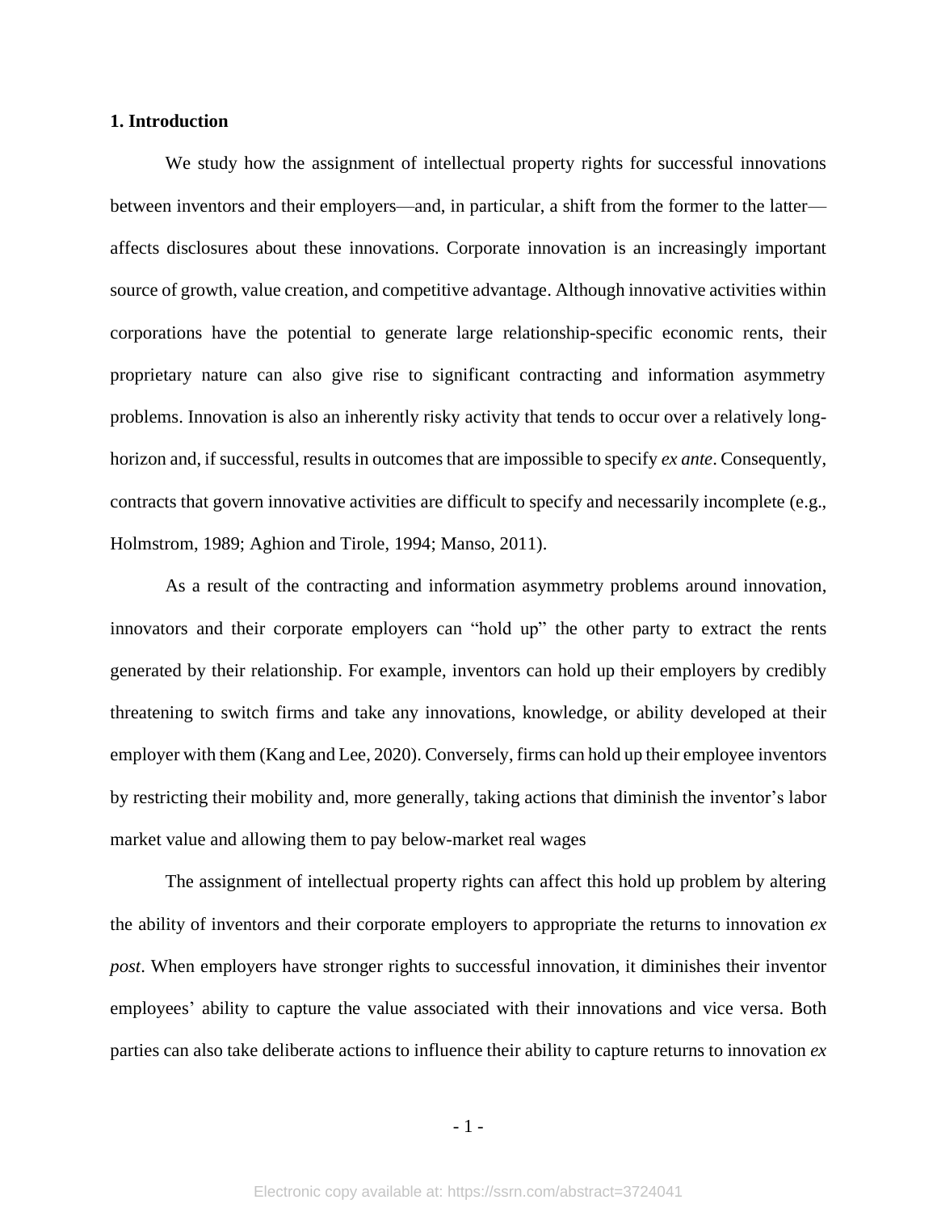## 1. Introduction

We study how the assignment of intellectual property rights for successful innovations between inventors and their employers—and, in particular, a shift from the former to the latter—affects disclosures about these innovations. Corporate innovation is an increasingly important source of growth, value creation, and competitive advantage. Although innovative activities within corporations have the potential to generate large relationship-specific economic rents, their proprietary nature can also give rise to significant contracting and information asymmetry problems. Innovation is also an inherently risky activity that tends to occur over a relatively long-horizon and, if successful, results in outcomes that are impossible to specify *ex ante*. Consequently, contracts that govern innovative activities are difficult to specify and necessarily incomplete (e.g., Holmstrom, 1989; Aghion and Tirole, 1994; Manso, 2011).

As a result of the contracting and information asymmetry problems around innovation, innovators and their corporate employers can "hold up" the other party to extract the rents generated by their relationship. For example, inventors can hold up their employers by credibly threatening to switch firms and take any innovations, knowledge, or ability developed at their employer with them (Kang and Lee, 2020). Conversely, firms can hold up their employee inventors by restricting their mobility and, more generally, taking actions that diminish the inventor's labor market value and allowing them to pay below-market real wages

The assignment of intellectual property rights can affect this hold up problem by altering the ability of inventors and their corporate employers to appropriate the returns to innovation *ex post*. When employers have stronger rights to successful innovation, it diminishes their inventor employees' ability to capture the value associated with their innovations and vice versa. Both parties can also take deliberate actions to influence their ability to capture returns to innovation *ex*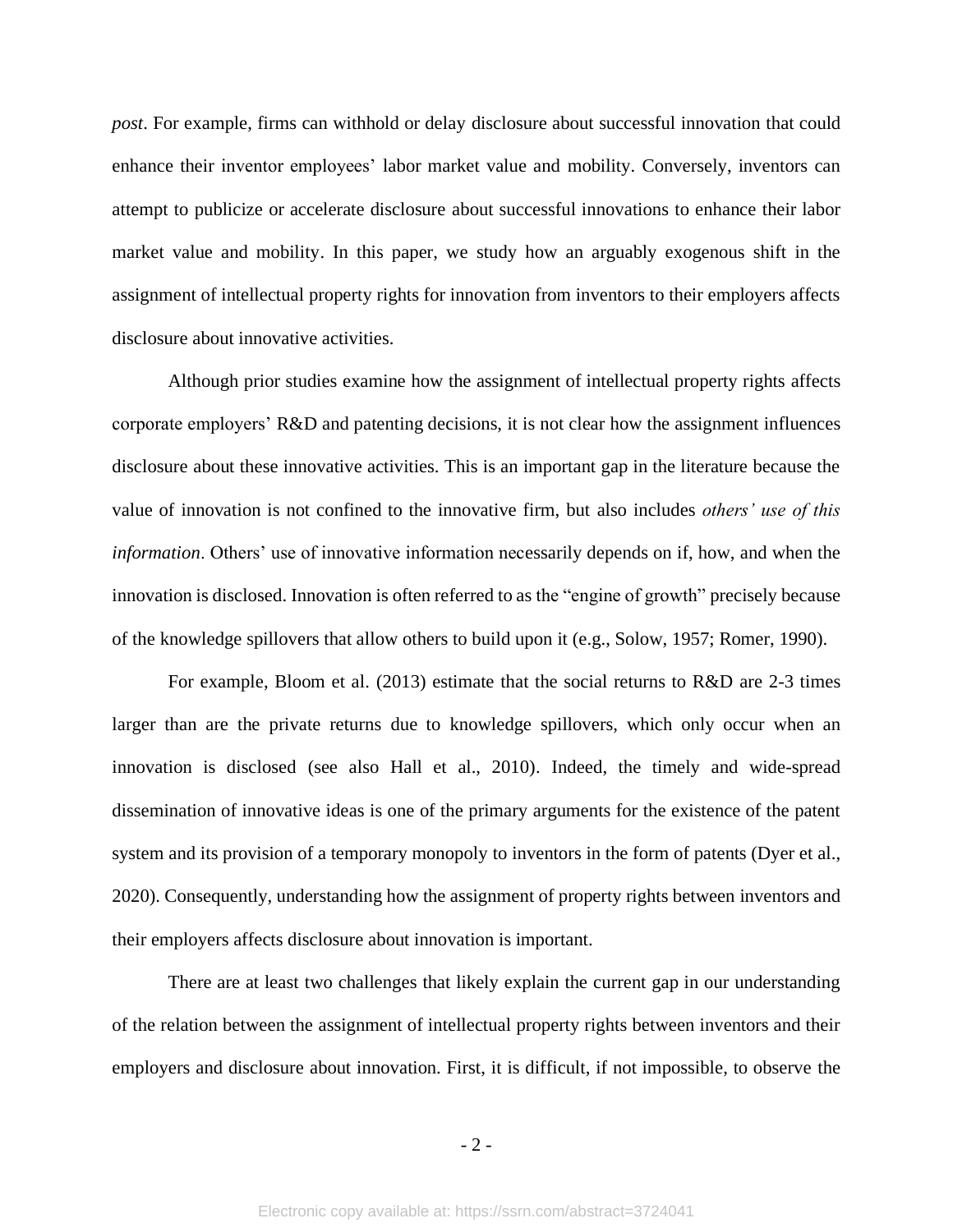*post*. For example, firms can withhold or delay disclosure about successful innovation that could enhance their inventor employees' labor market value and mobility. Conversely, inventors can attempt to publicize or accelerate disclosure about successful innovations to enhance their labor market value and mobility. In this paper, we study how an arguably exogenous shift in the assignment of intellectual property rights for innovation from inventors to their employers affects disclosure about innovative activities.

Although prior studies examine how the assignment of intellectual property rights affects corporate employers' R&D and patenting decisions, it is not clear how the assignment influences disclosure about these innovative activities. This is an important gap in the literature because the value of innovation is not confined to the innovative firm, but also includes *others' use of this information*. Others' use of innovative information necessarily depends on if, how, and when the innovation is disclosed. Innovation is often referred to as the "engine of growth" precisely because of the knowledge spillovers that allow others to build upon it (e.g., Solow, 1957; Romer, 1990).

For example, Bloom et al. (2013) estimate that the social returns to R&D are 2-3 times larger than are the private returns due to knowledge spillovers, which only occur when an innovation is disclosed (see also Hall et al., 2010). Indeed, the timely and wide-spread dissemination of innovative ideas is one of the primary arguments for the existence of the patent system and its provision of a temporary monopoly to inventors in the form of patents (Dyer et al., 2020). Consequently, understanding how the assignment of property rights between inventors and their employers affects disclosure about innovation is important.

There are at least two challenges that likely explain the current gap in our understanding of the relation between the assignment of intellectual property rights between inventors and their employers and disclosure about innovation. First, it is difficult, if not impossible, to observe the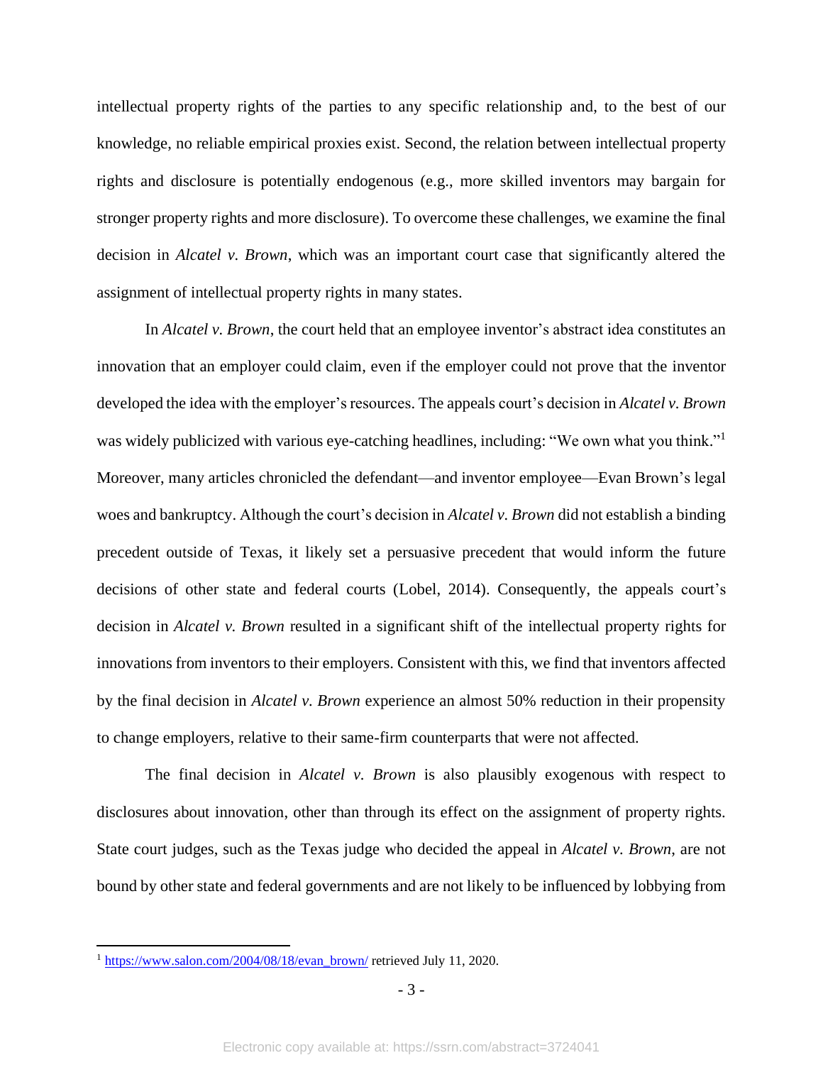intellectual property rights of the parties to any specific relationship and, to the best of our knowledge, no reliable empirical proxies exist. Second, the relation between intellectual property rights and disclosure is potentially endogenous (e.g., more skilled inventors may bargain for stronger property rights and more disclosure). To overcome these challenges, we examine the final decision in *Alcatel v. Brown*, which was an important court case that significantly altered the assignment of intellectual property rights in many states.

In *Alcatel v. Brown*, the court held that an employee inventor's abstract idea constitutes an innovation that an employer could claim, even if the employer could not prove that the inventor developed the idea with the employer's resources. The appeals court's decision in *Alcatel v. Brown* was widely publicized with various eye-catching headlines, including: "We own what you think."[1] Moreover, many articles chronicled the defendant—and inventor employee—Evan Brown's legal woes and bankruptcy. Although the court's decision in *Alcatel v. Brown* did not establish a binding precedent outside of Texas, it likely set a persuasive precedent that would inform the future decisions of other state and federal courts (Lobel, 2014). Consequently, the appeals court's decision in *Alcatel v. Brown* resulted in a significant shift of the intellectual property rights for innovations from inventors to their employers. Consistent with this, we find that inventors affected by the final decision in *Alcatel v. Brown* experience an almost 50% reduction in their propensity to change employers, relative to their same-firm counterparts that were not affected.

The final decision in *Alcatel v. Brown* is also plausibly exogenous with respect to disclosures about innovation, other than through its effect on the assignment of property rights. State court judges, such as the Texas judge who decided the appeal in *Alcatel v. Brown*, are not bound by other state and federal governments and are not likely to be influenced by lobbying from

[1] https://www.salon.com/2004/08/18/evan_brown/ retrieved July 11, 2020.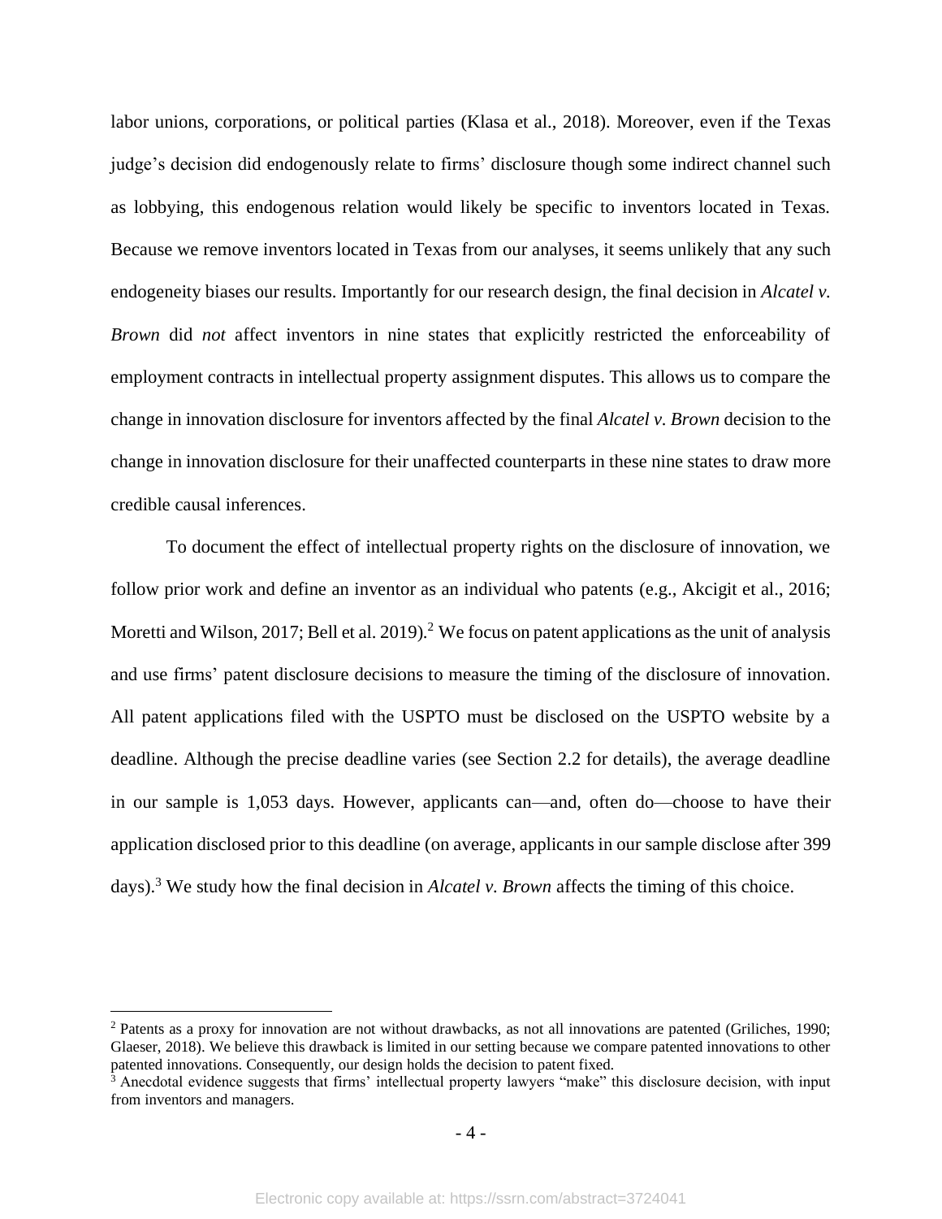labor unions, corporations, or political parties (Klasa et al., 2018). Moreover, even if the Texas judge's decision did endogenously relate to firms' disclosure though some indirect channel such as lobbying, this endogenous relation would likely be specific to inventors located in Texas. Because we remove inventors located in Texas from our analyses, it seems unlikely that any such endogeneity biases our results. Importantly for our research design, the final decision in *Alcatel v. Brown* did *not* affect inventors in nine states that explicitly restricted the enforceability of employment contracts in intellectual property assignment disputes. This allows us to compare the change in innovation disclosure for inventors affected by the final *Alcatel v. Brown* decision to the change in innovation disclosure for their unaffected counterparts in these nine states to draw more credible causal inferences.

To document the effect of intellectual property rights on the disclosure of innovation, we follow prior work and define an inventor as an individual who patents (e.g., Akcigit et al., 2016; Moretti and Wilson, 2017; Bell et al. 2019).[2] We focus on patent applications as the unit of analysis and use firms' patent disclosure decisions to measure the timing of the disclosure of innovation. All patent applications filed with the USPTO must be disclosed on the USPTO website by a deadline. Although the precise deadline varies (see Section 2.2 for details), the average deadline in our sample is 1,053 days. However, applicants can—and, often do—choose to have their application disclosed prior to this deadline (on average, applicants in our sample disclose after 399 days).[3] We study how the final decision in *Alcatel v. Brown* affects the timing of this choice.

---

[2] Patents as a proxy for innovation are not without drawbacks, as not all innovations are patented (Griliches, 1990; Glaeser, 2018). We believe this drawback is limited in our setting because we compare patented innovations to other patented innovations. Consequently, our design holds the decision to patent fixed.

[3] Anecdotal evidence suggests that firms' intellectual property lawyers "make" this disclosure decision, with input from inventors and managers.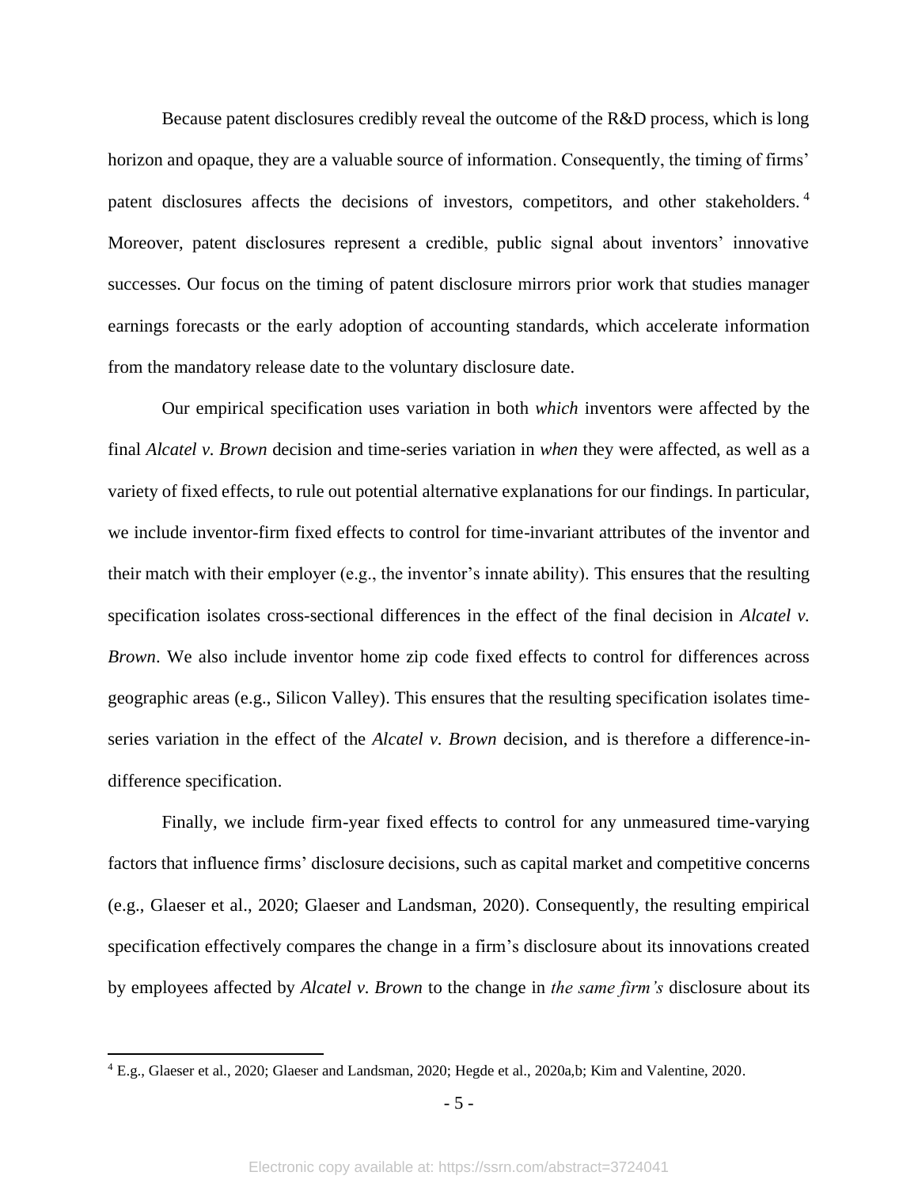Because patent disclosures credibly reveal the outcome of the R&D process, which is long horizon and opaque, they are a valuable source of information. Consequently, the timing of firms' patent disclosures affects the decisions of investors, competitors, and other stakeholders.[4] Moreover, patent disclosures represent a credible, public signal about inventors' innovative successes. Our focus on the timing of patent disclosure mirrors prior work that studies manager earnings forecasts or the early adoption of accounting standards, which accelerate information from the mandatory release date to the voluntary disclosure date.

Our empirical specification uses variation in both *which* inventors were affected by the final *Alcatel v. Brown* decision and time-series variation in *when* they were affected, as well as a variety of fixed effects, to rule out potential alternative explanations for our findings. In particular, we include inventor-firm fixed effects to control for time-invariant attributes of the inventor and their match with their employer (e.g., the inventor's innate ability). This ensures that the resulting specification isolates cross-sectional differences in the effect of the final decision in *Alcatel v. Brown*. We also include inventor home zip code fixed effects to control for differences across geographic areas (e.g., Silicon Valley). This ensures that the resulting specification isolates time-series variation in the effect of the *Alcatel v. Brown* decision, and is therefore a difference-in-difference specification.

Finally, we include firm-year fixed effects to control for any unmeasured time-varying factors that influence firms' disclosure decisions, such as capital market and competitive concerns (e.g., Glaeser et al., 2020; Glaeser and Landsman, 2020). Consequently, the resulting empirical specification effectively compares the change in a firm's disclosure about its innovations created by employees affected by *Alcatel v. Brown* to the change in *the same firm's* disclosure about its

[4] E.g., Glaeser et al., 2020; Glaeser and Landsman, 2020; Hegde et al., 2020a,b; Kim and Valentine, 2020.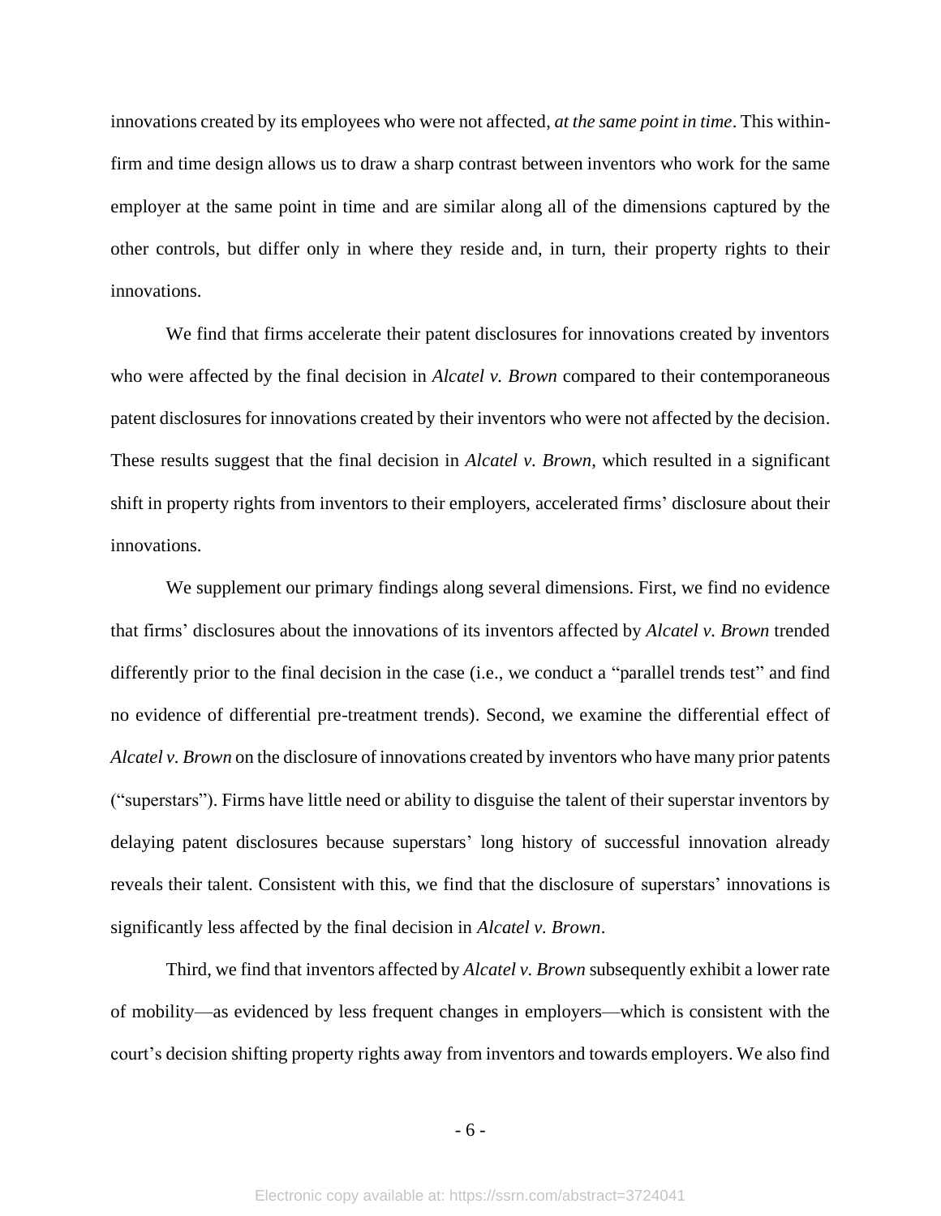innovations created by its employees who were not affected, *at the same point in time*. This within-firm and time design allows us to draw a sharp contrast between inventors who work for the same employer at the same point in time and are similar along all of the dimensions captured by the other controls, but differ only in where they reside and, in turn, their property rights to their innovations.

We find that firms accelerate their patent disclosures for innovations created by inventors who were affected by the final decision in *Alcatel v. Brown* compared to their contemporaneous patent disclosures for innovations created by their inventors who were not affected by the decision. These results suggest that the final decision in *Alcatel v. Brown*, which resulted in a significant shift in property rights from inventors to their employers, accelerated firms' disclosure about their innovations.

We supplement our primary findings along several dimensions. First, we find no evidence that firms' disclosures about the innovations of its inventors affected by *Alcatel v. Brown* trended differently prior to the final decision in the case (i.e., we conduct a "parallel trends test" and find no evidence of differential pre-treatment trends). Second, we examine the differential effect of *Alcatel v. Brown* on the disclosure of innovations created by inventors who have many prior patents ("superstars"). Firms have little need or ability to disguise the talent of their superstar inventors by delaying patent disclosures because superstars' long history of successful innovation already reveals their talent. Consistent with this, we find that the disclosure of superstars' innovations is significantly less affected by the final decision in *Alcatel v. Brown*.

Third, we find that inventors affected by *Alcatel v. Brown* subsequently exhibit a lower rate of mobility—as evidenced by less frequent changes in employers—which is consistent with the court's decision shifting property rights away from inventors and towards employers. We also find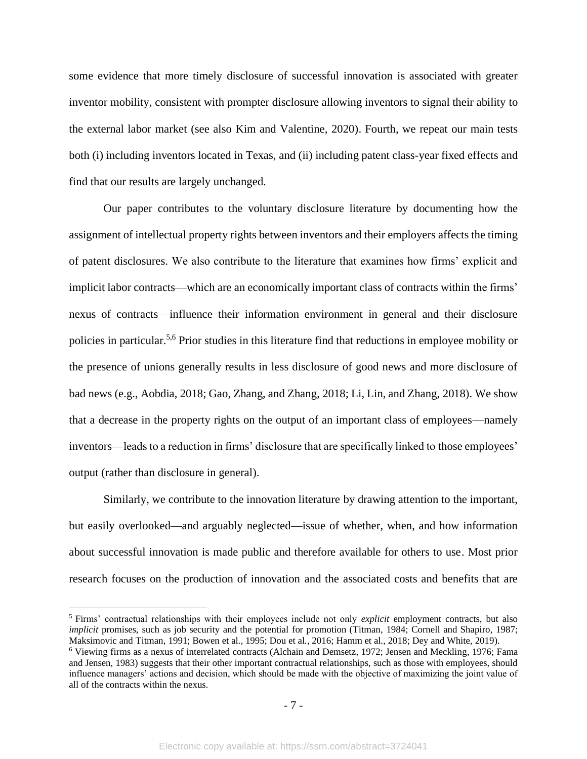some evidence that more timely disclosure of successful innovation is associated with greater inventor mobility, consistent with prompter disclosure allowing inventors to signal their ability to the external labor market (see also Kim and Valentine, 2020). Fourth, we repeat our main tests both (i) including inventors located in Texas, and (ii) including patent class-year fixed effects and find that our results are largely unchanged.

Our paper contributes to the voluntary disclosure literature by documenting how the assignment of intellectual property rights between inventors and their employers affects the timing of patent disclosures. We also contribute to the literature that examines how firms' explicit and implicit labor contracts—which are an economically important class of contracts within the firms' nexus of contracts—influence their information environment in general and their disclosure policies in particular.[5,6] Prior studies in this literature find that reductions in employee mobility or the presence of unions generally results in less disclosure of good news and more disclosure of bad news (e.g., Aobdia, 2018; Gao, Zhang, and Zhang, 2018; Li, Lin, and Zhang, 2018). We show that a decrease in the property rights on the output of an important class of employees—namely inventors—leads to a reduction in firms' disclosure that are specifically linked to those employees' output (rather than disclosure in general).

Similarly, we contribute to the innovation literature by drawing attention to the important, but easily overlooked—and arguably neglected—issue of whether, when, and how information about successful innovation is made public and therefore available for others to use. Most prior research focuses on the production of innovation and the associated costs and benefits that are

---

[5] Firms' contractual relationships with their employees include not only *explicit* employment contracts, but also *implicit* promises, such as job security and the potential for promotion (Titman, 1984; Cornell and Shapiro, 1987; Maksimovic and Titman, 1991; Bowen et al., 1995; Dou et al., 2016; Hamm et al., 2018; Dey and White, 2019).

[6] Viewing firms as a nexus of interrelated contracts (Alchain and Demsetz, 1972; Jensen and Meckling, 1976; Fama and Jensen, 1983) suggests that their other important contractual relationships, such as those with employees, should influence managers' actions and decision, which should be made with the objective of maximizing the joint value of all of the contracts within the nexus.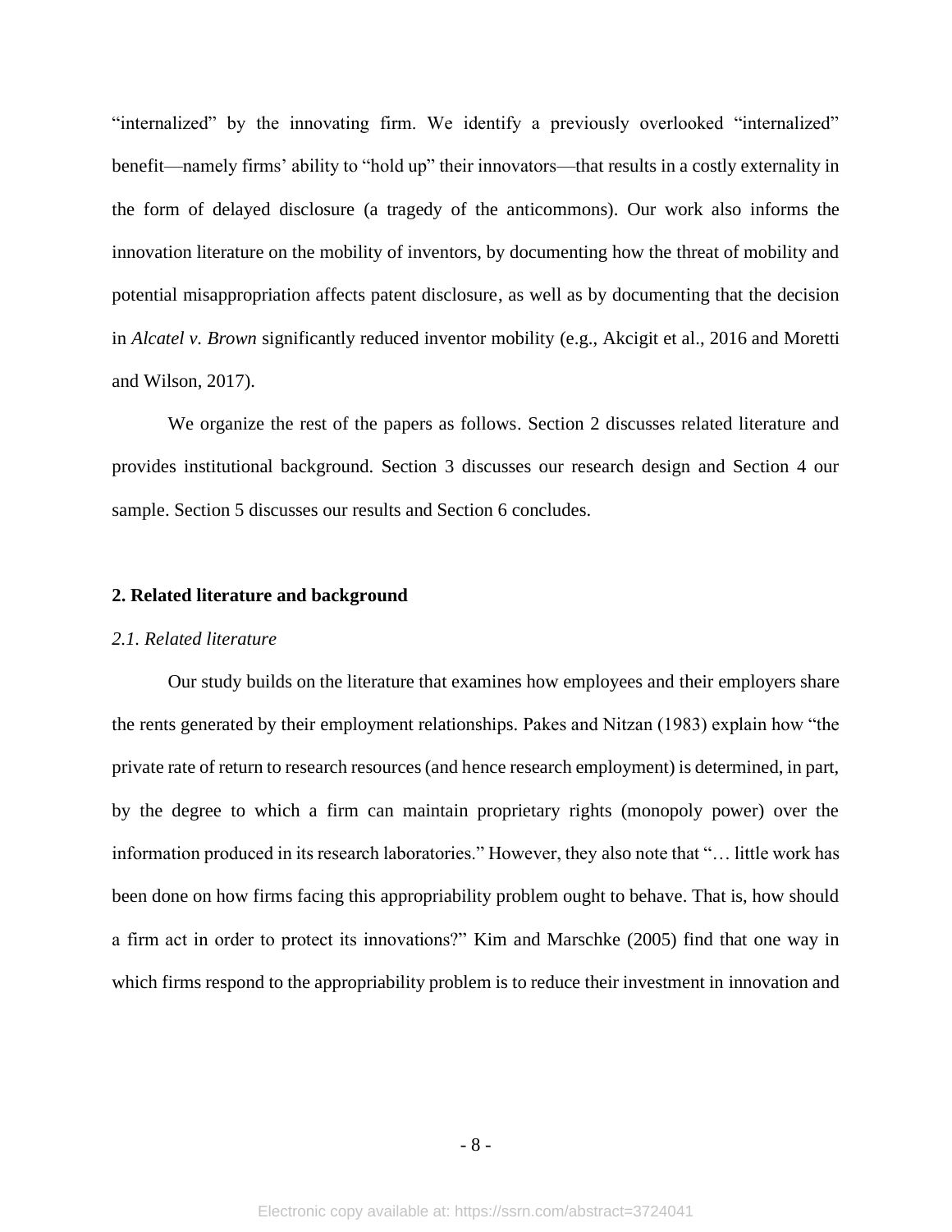"internalized" by the innovating firm. We identify a previously overlooked "internalized" benefit—namely firms' ability to "hold up" their innovators—that results in a costly externality in the form of delayed disclosure (a tragedy of the anticommons). Our work also informs the innovation literature on the mobility of inventors, by documenting how the threat of mobility and potential misappropriation affects patent disclosure, as well as by documenting that the decision in *Alcatel v. Brown* significantly reduced inventor mobility (e.g., Akcigit et al., 2016 and Moretti and Wilson, 2017).

We organize the rest of the papers as follows. Section 2 discusses related literature and provides institutional background. Section 3 discusses our research design and Section 4 our sample. Section 5 discusses our results and Section 6 concludes.

## 2. Related literature and background

### *2.1. Related literature*

Our study builds on the literature that examines how employees and their employers share the rents generated by their employment relationships. Pakes and Nitzan (1983) explain how "the private rate of return to research resources (and hence research employment) is determined, in part, by the degree to which a firm can maintain proprietary rights (monopoly power) over the information produced in its research laboratories." However, they also note that "… little work has been done on how firms facing this appropriability problem ought to behave. That is, how should a firm act in order to protect its innovations?" Kim and Marschke (2005) find that one way in which firms respond to the appropriability problem is to reduce their investment in innovation and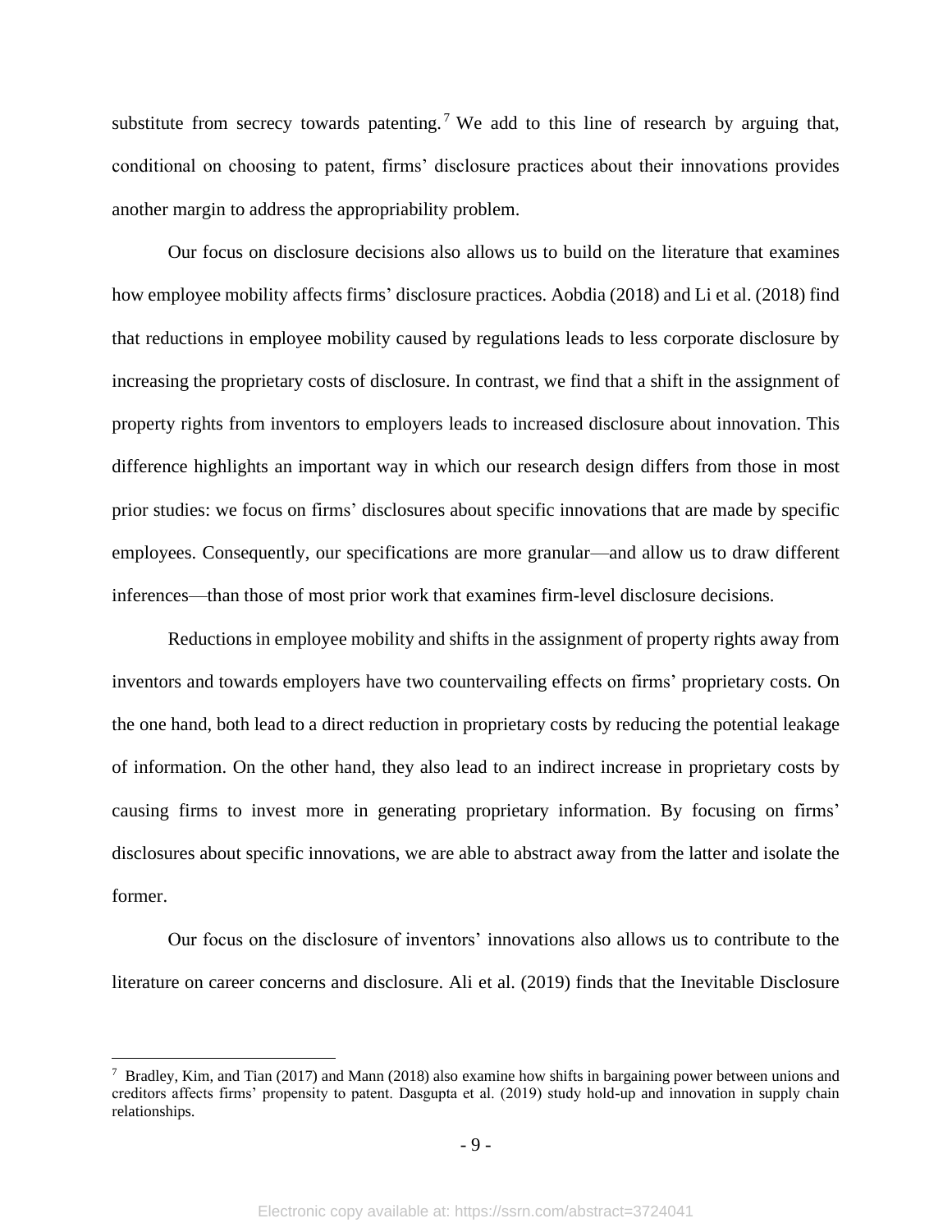substitute from secrecy towards patenting.[7] We add to this line of research by arguing that, conditional on choosing to patent, firms' disclosure practices about their innovations provides another margin to address the appropriability problem.

Our focus on disclosure decisions also allows us to build on the literature that examines how employee mobility affects firms' disclosure practices. Aobdia (2018) and Li et al. (2018) find that reductions in employee mobility caused by regulations leads to less corporate disclosure by increasing the proprietary costs of disclosure. In contrast, we find that a shift in the assignment of property rights from inventors to employers leads to increased disclosure about innovation. This difference highlights an important way in which our research design differs from those in most prior studies: we focus on firms' disclosures about specific innovations that are made by specific employees. Consequently, our specifications are more granular—and allow us to draw different inferences—than those of most prior work that examines firm-level disclosure decisions.

Reductions in employee mobility and shifts in the assignment of property rights away from inventors and towards employers have two countervailing effects on firms' proprietary costs. On the one hand, both lead to a direct reduction in proprietary costs by reducing the potential leakage of information. On the other hand, they also lead to an indirect increase in proprietary costs by causing firms to invest more in generating proprietary information. By focusing on firms' disclosures about specific innovations, we are able to abstract away from the latter and isolate the former.

Our focus on the disclosure of inventors' innovations also allows us to contribute to the literature on career concerns and disclosure. Ali et al. (2019) finds that the Inevitable Disclosure

[7] Bradley, Kim, and Tian (2017) and Mann (2018) also examine how shifts in bargaining power between unions and creditors affects firms' propensity to patent. Dasgupta et al. (2019) study hold-up and innovation in supply chain relationships.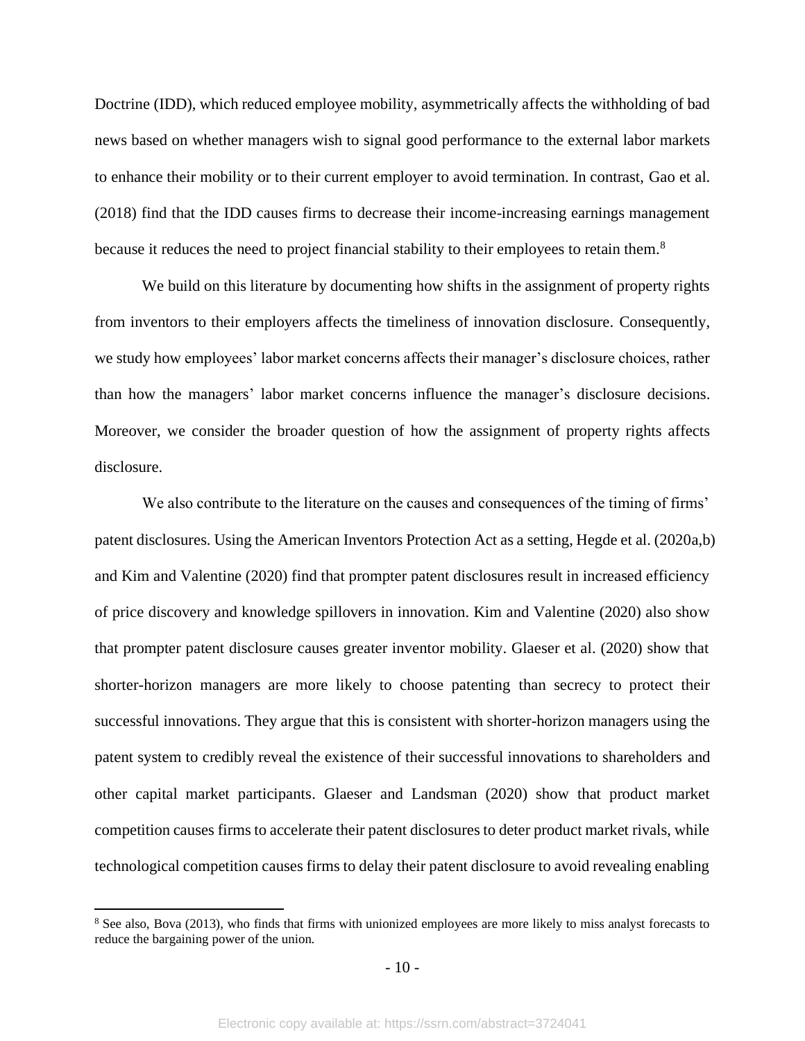Doctrine (IDD), which reduced employee mobility, asymmetrically affects the withholding of bad news based on whether managers wish to signal good performance to the external labor markets to enhance their mobility or to their current employer to avoid termination. In contrast, Gao et al. (2018) find that the IDD causes firms to decrease their income-increasing earnings management because it reduces the need to project financial stability to their employees to retain them.[8]

We build on this literature by documenting how shifts in the assignment of property rights from inventors to their employers affects the timeliness of innovation disclosure. Consequently, we study how employees' labor market concerns affects their manager's disclosure choices, rather than how the managers' labor market concerns influence the manager's disclosure decisions. Moreover, we consider the broader question of how the assignment of property rights affects disclosure.

We also contribute to the literature on the causes and consequences of the timing of firms' patent disclosures. Using the American Inventors Protection Act as a setting, Hegde et al. (2020a,b) and Kim and Valentine (2020) find that prompter patent disclosures result in increased efficiency of price discovery and knowledge spillovers in innovation. Kim and Valentine (2020) also show that prompter patent disclosure causes greater inventor mobility. Glaeser et al. (2020) show that shorter-horizon managers are more likely to choose patenting than secrecy to protect their successful innovations. They argue that this is consistent with shorter-horizon managers using the patent system to credibly reveal the existence of their successful innovations to shareholders and other capital market participants. Glaeser and Landsman (2020) show that product market competition causes firms to accelerate their patent disclosures to deter product market rivals, while technological competition causes firms to delay their patent disclosure to avoid revealing enabling

[8] See also, Bova (2013), who finds that firms with unionized employees are more likely to miss analyst forecasts to reduce the bargaining power of the union.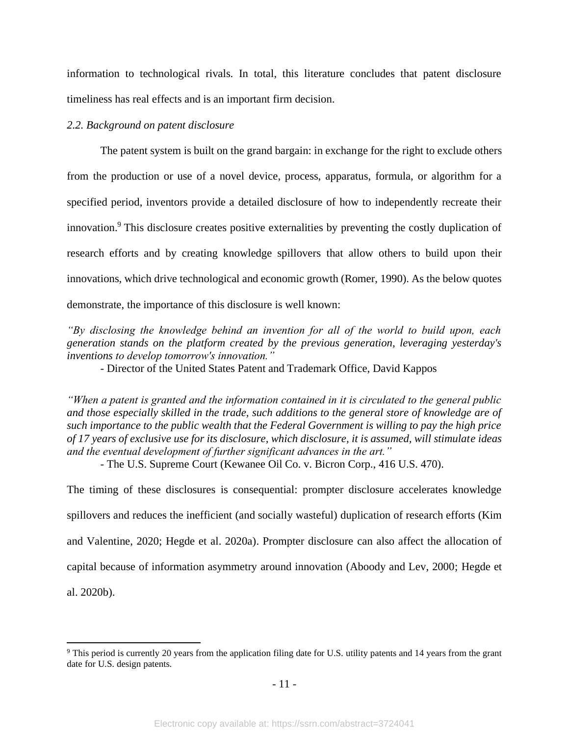information to technological rivals. In total, this literature concludes that patent disclosure timeliness has real effects and is an important firm decision.

### *2.2. Background on patent disclosure*

The patent system is built on the grand bargain: in exchange for the right to exclude others from the production or use of a novel device, process, apparatus, formula, or algorithm for a specified period, inventors provide a detailed disclosure of how to independently recreate their innovation.[9] This disclosure creates positive externalities by preventing the costly duplication of research efforts and by creating knowledge spillovers that allow others to build upon their innovations, which drive technological and economic growth (Romer, 1990). As the below quotes demonstrate, the importance of this disclosure is well known:

*"By disclosing the knowledge behind an invention for all of the world to build upon, each generation stands on the platform created by the previous generation, leveraging yesterday's inventions to develop tomorrow's innovation."*

- Director of the United States Patent and Trademark Office, David Kappos

*"When a patent is granted and the information contained in it is circulated to the general public and those especially skilled in the trade, such additions to the general store of knowledge are of such importance to the public wealth that the Federal Government is willing to pay the high price of 17 years of exclusive use for its disclosure, which disclosure, it is assumed, will stimulate ideas and the eventual development of further significant advances in the art."*

- The U.S. Supreme Court (Kewanee Oil Co. v. Bicron Corp., 416 U.S. 470).

The timing of these disclosures is consequential: prompter disclosure accelerates knowledge spillovers and reduces the inefficient (and socially wasteful) duplication of research efforts (Kim and Valentine, 2020; Hegde et al. 2020a). Prompter disclosure can also affect the allocation of capital because of information asymmetry around innovation (Aboody and Lev, 2000; Hegde et al. 2020b).

[9] This period is currently 20 years from the application filing date for U.S. utility patents and 14 years from the grant date for U.S. design patents.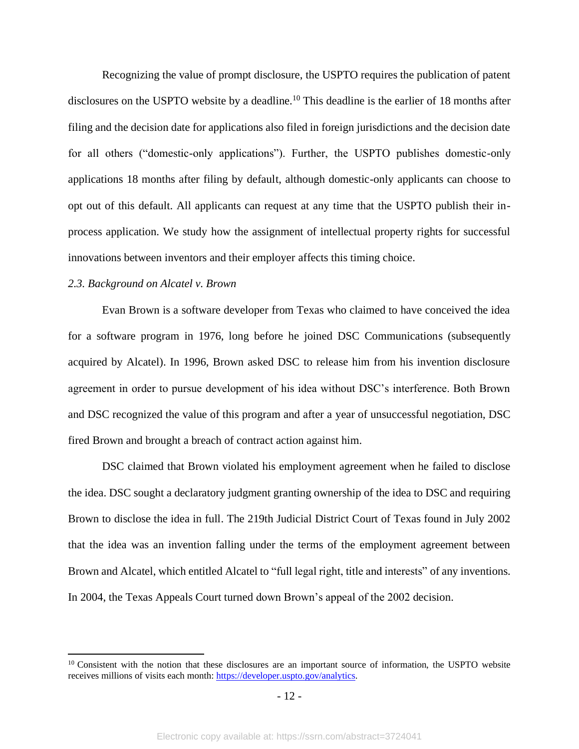Recognizing the value of prompt disclosure, the USPTO requires the publication of patent disclosures on the USPTO website by a deadline.[10] This deadline is the earlier of 18 months after filing and the decision date for applications also filed in foreign jurisdictions and the decision date for all others ("domestic-only applications"). Further, the USPTO publishes domestic-only applications 18 months after filing by default, although domestic-only applicants can choose to opt out of this default. All applicants can request at any time that the USPTO publish their in-process application. We study how the assignment of intellectual property rights for successful innovations between inventors and their employer affects this timing choice.

### *2.3. Background on Alcatel v. Brown*

Evan Brown is a software developer from Texas who claimed to have conceived the idea for a software program in 1976, long before he joined DSC Communications (subsequently acquired by Alcatel). In 1996, Brown asked DSC to release him from his invention disclosure agreement in order to pursue development of his idea without DSC's interference. Both Brown and DSC recognized the value of this program and after a year of unsuccessful negotiation, DSC fired Brown and brought a breach of contract action against him.

DSC claimed that Brown violated his employment agreement when he failed to disclose the idea. DSC sought a declaratory judgment granting ownership of the idea to DSC and requiring Brown to disclose the idea in full. The 219th Judicial District Court of Texas found in July 2002 that the idea was an invention falling under the terms of the employment agreement between Brown and Alcatel, which entitled Alcatel to "full legal right, title and interests" of any inventions. In 2004, the Texas Appeals Court turned down Brown's appeal of the 2002 decision.

---

[10] Consistent with the notion that these disclosures are an important source of information, the USPTO website receives millions of visits each month: https://developer.uspto.gov/analytics.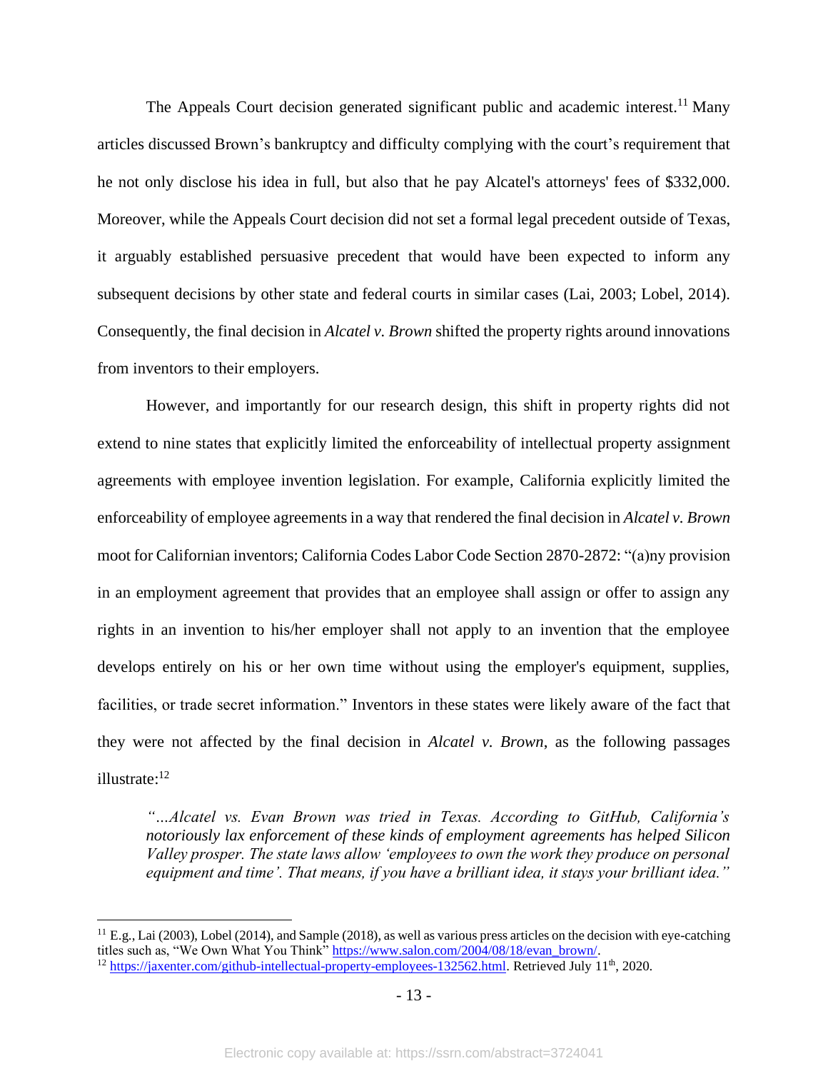The Appeals Court decision generated significant public and academic interest.[11] Many articles discussed Brown's bankruptcy and difficulty complying with the court's requirement that he not only disclose his idea in full, but also that he pay Alcatel's attorneys' fees of $332,000. Moreover, while the Appeals Court decision did not set a formal legal precedent outside of Texas, it arguably established persuasive precedent that would have been expected to inform any subsequent decisions by other state and federal courts in similar cases (Lai, 2003; Lobel, 2014). Consequently, the final decision in *Alcatel v. Brown* shifted the property rights around innovations from inventors to their employers.

However, and importantly for our research design, this shift in property rights did not extend to nine states that explicitly limited the enforceability of intellectual property assignment agreements with employee invention legislation. For example, California explicitly limited the enforceability of employee agreements in a way that rendered the final decision in *Alcatel v. Brown* moot for Californian inventors; California Codes Labor Code Section 2870-2872: "(a)ny provision in an employment agreement that provides that an employee shall assign or offer to assign any rights in an invention to his/her employer shall not apply to an invention that the employee develops entirely on his or her own time without using the employer's equipment, supplies, facilities, or trade secret information." Inventors in these states were likely aware of the fact that they were not affected by the final decision in *Alcatel v. Brown*, as the following passages illustrate:[12]

> *"…Alcatel vs. Evan Brown was tried in Texas. According to GitHub, California's notoriously lax enforcement of these kinds of employment agreements has helped Silicon Valley prosper. The state laws allow 'employees to own the work they produce on personal equipment and time'. That means, if you have a brilliant idea, it stays your brilliant idea."*

---

[11] E.g., Lai (2003), Lobel (2014), and Sample (2018), as well as various press articles on the decision with eye-catching titles such as, "We Own What You Think" https://www.salon.com/2004/08/18/evan_brown/.

[12] https://jaxenter.com/github-intellectual-property-employees-132562.html. Retrieved July 11th, 2020.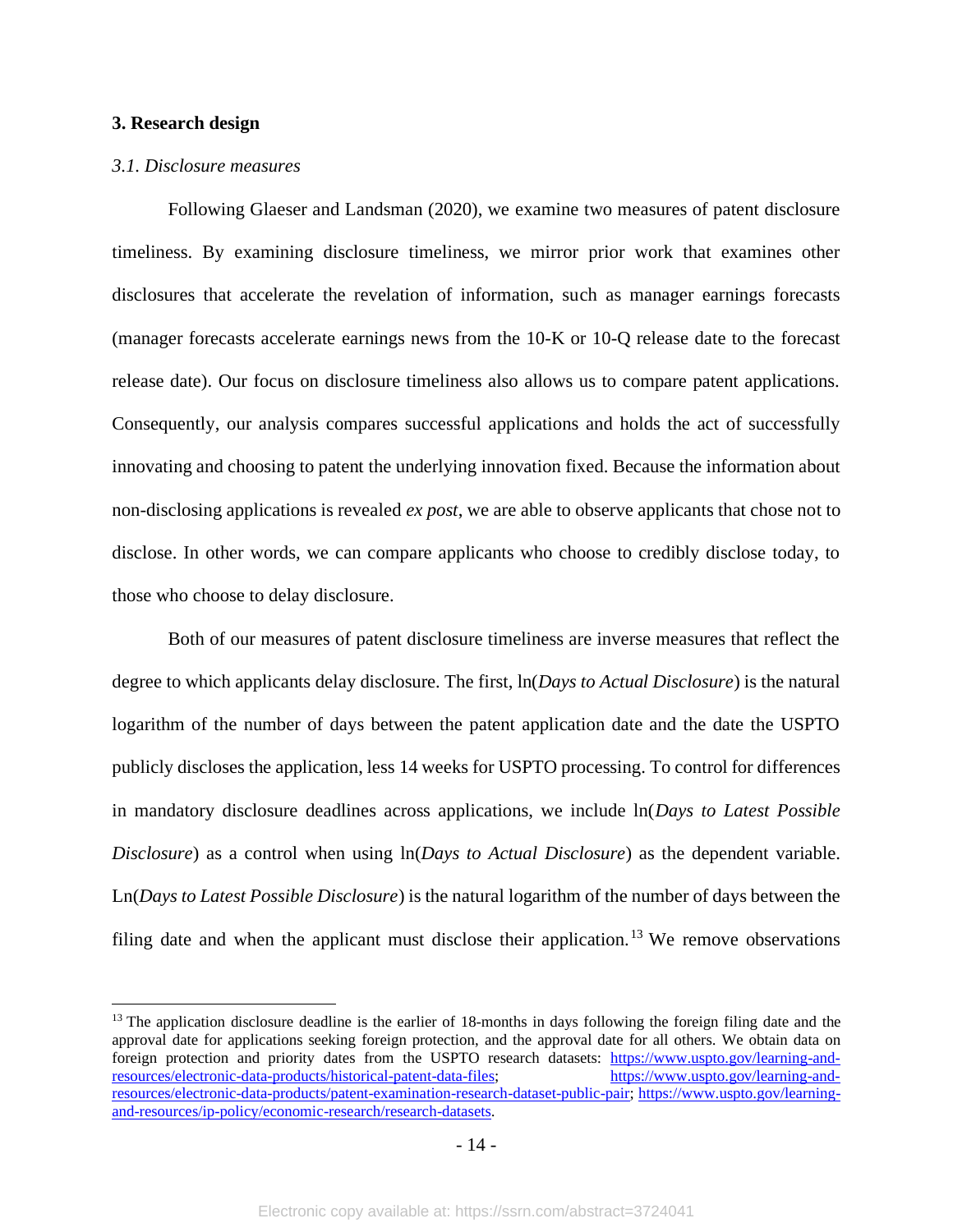## 3. Research design

### *3.1. Disclosure measures*

Following Glaeser and Landsman (2020), we examine two measures of patent disclosure timeliness. By examining disclosure timeliness, we mirror prior work that examines other disclosures that accelerate the revelation of information, such as manager earnings forecasts (manager forecasts accelerate earnings news from the 10-K or 10-Q release date to the forecast release date). Our focus on disclosure timeliness also allows us to compare patent applications. Consequently, our analysis compares successful applications and holds the act of successfully innovating and choosing to patent the underlying innovation fixed. Because the information about non-disclosing applications is revealed *ex post*, we are able to observe applicants that chose not to disclose. In other words, we can compare applicants who choose to credibly disclose today, to those who choose to delay disclosure.

Both of our measures of patent disclosure timeliness are inverse measures that reflect the degree to which applicants delay disclosure. The first, ln(*Days to Actual Disclosure*) is the natural logarithm of the number of days between the patent application date and the date the USPTO publicly discloses the application, less 14 weeks for USPTO processing. To control for differences in mandatory disclosure deadlines across applications, we include ln(*Days to Latest Possible Disclosure*) as a control when using ln(*Days to Actual Disclosure*) as the dependent variable. Ln(*Days to Latest Possible Disclosure*) is the natural logarithm of the number of days between the filing date and when the applicant must disclose their application.[13] We remove observations

[13] The application disclosure deadline is the earlier of 18-months in days following the foreign filing date and the approval date for applications seeking foreign protection, and the approval date for all others. We obtain data on foreign protection and priority dates from the USPTO research datasets: https://www.uspto.gov/learning-and-resources/electronic-data-products/historical-patent-data-files; https://www.uspto.gov/learning-and-resources/electronic-data-products/patent-examination-research-dataset-public-pair; https://www.uspto.gov/learning-and-resources/ip-policy/economic-research/research-datasets.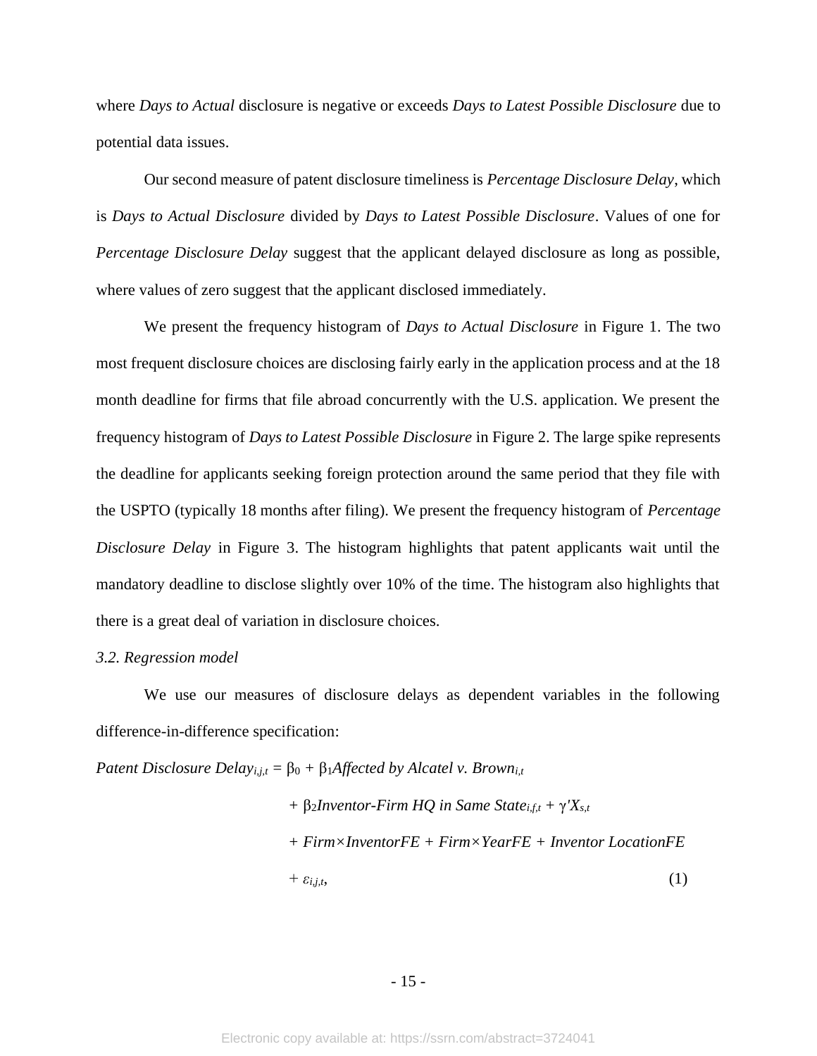where *Days to Actual* disclosure is negative or exceeds *Days to Latest Possible Disclosure* due to potential data issues.

Our second measure of patent disclosure timeliness is *Percentage Disclosure Delay*, which is *Days to Actual Disclosure* divided by *Days to Latest Possible Disclosure*. Values of one for *Percentage Disclosure Delay* suggest that the applicant delayed disclosure as long as possible, where values of zero suggest that the applicant disclosed immediately.

We present the frequency histogram of *Days to Actual Disclosure* in Figure 1. The two most frequent disclosure choices are disclosing fairly early in the application process and at the 18 month deadline for firms that file abroad concurrently with the U.S. application. We present the frequency histogram of *Days to Latest Possible Disclosure* in Figure 2. The large spike represents the deadline for applicants seeking foreign protection around the same period that they file with the USPTO (typically 18 months after filing). We present the frequency histogram of *Percentage Disclosure Delay* in Figure 3. The histogram highlights that patent applicants wait until the mandatory deadline to disclose slightly over 10% of the time. The histogram also highlights that there is a great deal of variation in disclosure choices.

*3.2. Regression model*

We use our measures of disclosure delays as dependent variables in the following difference-in-difference specification:

$$
\begin{aligned}
\textit{Patent Disclosure Delay}_{i,j,t} = \beta_0 &+ \beta_1 \textit{Affected by Alcatel v. Brown}_{i,t} \\
&+ \beta_2 \textit{Inventor-Firm HQ in Same State}_{i,f,t} + \gamma' X_{s,t} \\
&+ \textit{Firm}\times\textit{InventorFE} + \textit{Firm}\times\textit{YearFE} + \textit{Inventor LocationFE} \\
&+ \varepsilon_{i,j,t}, \qquad (1)
\end{aligned}
$$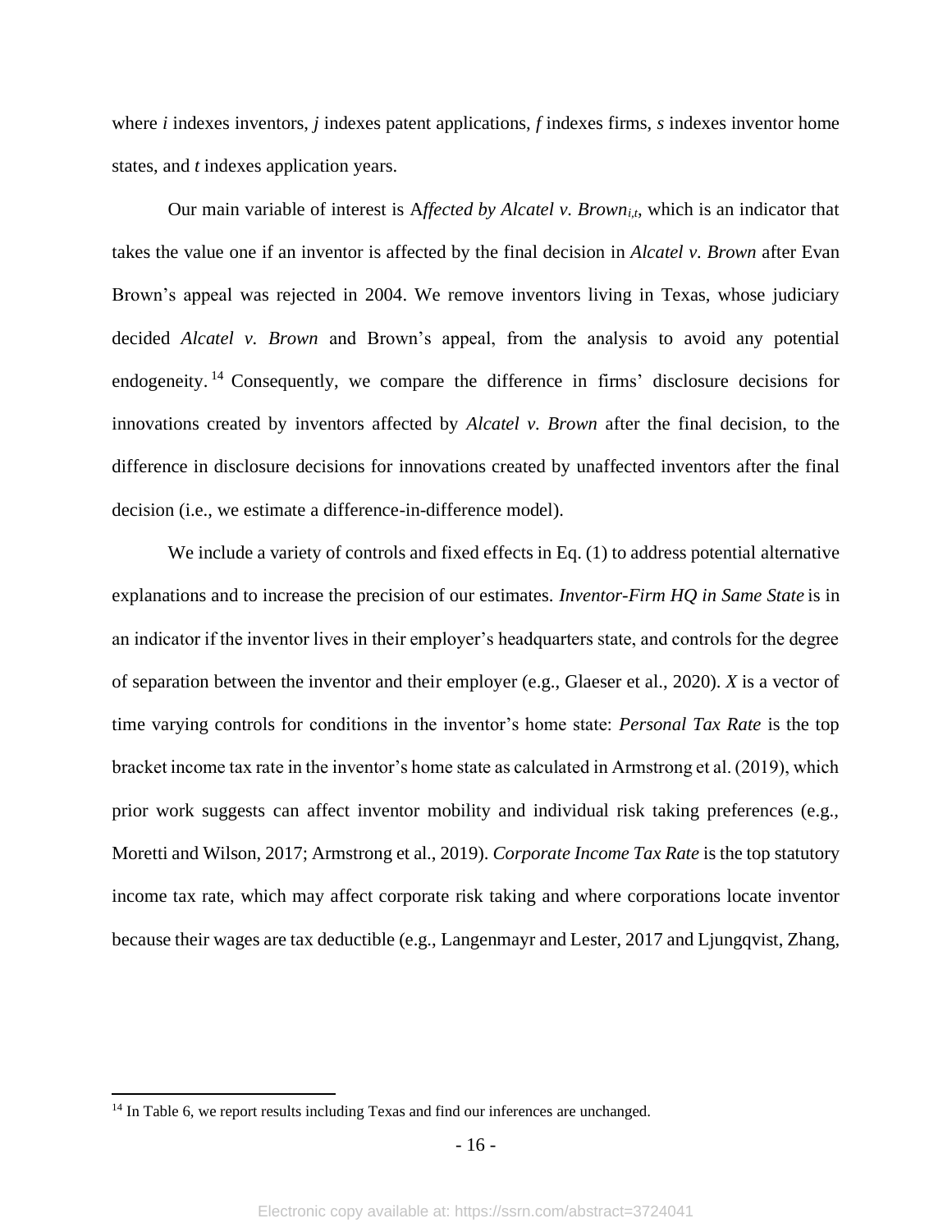where *i* indexes inventors, *j* indexes patent applications, *f* indexes firms, *s* indexes inventor home states, and *t* indexes application years.

Our main variable of interest is A*ffected by Alcatel v. Brown*$_{i,t}$, which is an indicator that takes the value one if an inventor is affected by the final decision in *Alcatel v. Brown* after Evan Brown's appeal was rejected in 2004. We remove inventors living in Texas, whose judiciary decided *Alcatel v. Brown* and Brown's appeal, from the analysis to avoid any potential endogeneity.[14] Consequently, we compare the difference in firms' disclosure decisions for innovations created by inventors affected by *Alcatel v. Brown* after the final decision, to the difference in disclosure decisions for innovations created by unaffected inventors after the final decision (i.e., we estimate a difference-in-difference model).

We include a variety of controls and fixed effects in Eq. (1) to address potential alternative explanations and to increase the precision of our estimates. *Inventor-Firm HQ in Same State* is in an indicator if the inventor lives in their employer's headquarters state, and controls for the degree of separation between the inventor and their employer (e.g., Glaeser et al., 2020). *X* is a vector of time varying controls for conditions in the inventor's home state: *Personal Tax Rate* is the top bracket income tax rate in the inventor's home state as calculated in Armstrong et al. (2019), which prior work suggests can affect inventor mobility and individual risk taking preferences (e.g., Moretti and Wilson, 2017; Armstrong et al., 2019). *Corporate Income Tax Rate* is the top statutory income tax rate, which may affect corporate risk taking and where corporations locate inventor because their wages are tax deductible (e.g., Langenmayr and Lester, 2017 and Ljungqvist, Zhang,

[14] In Table 6, we report results including Texas and find our inferences are unchanged.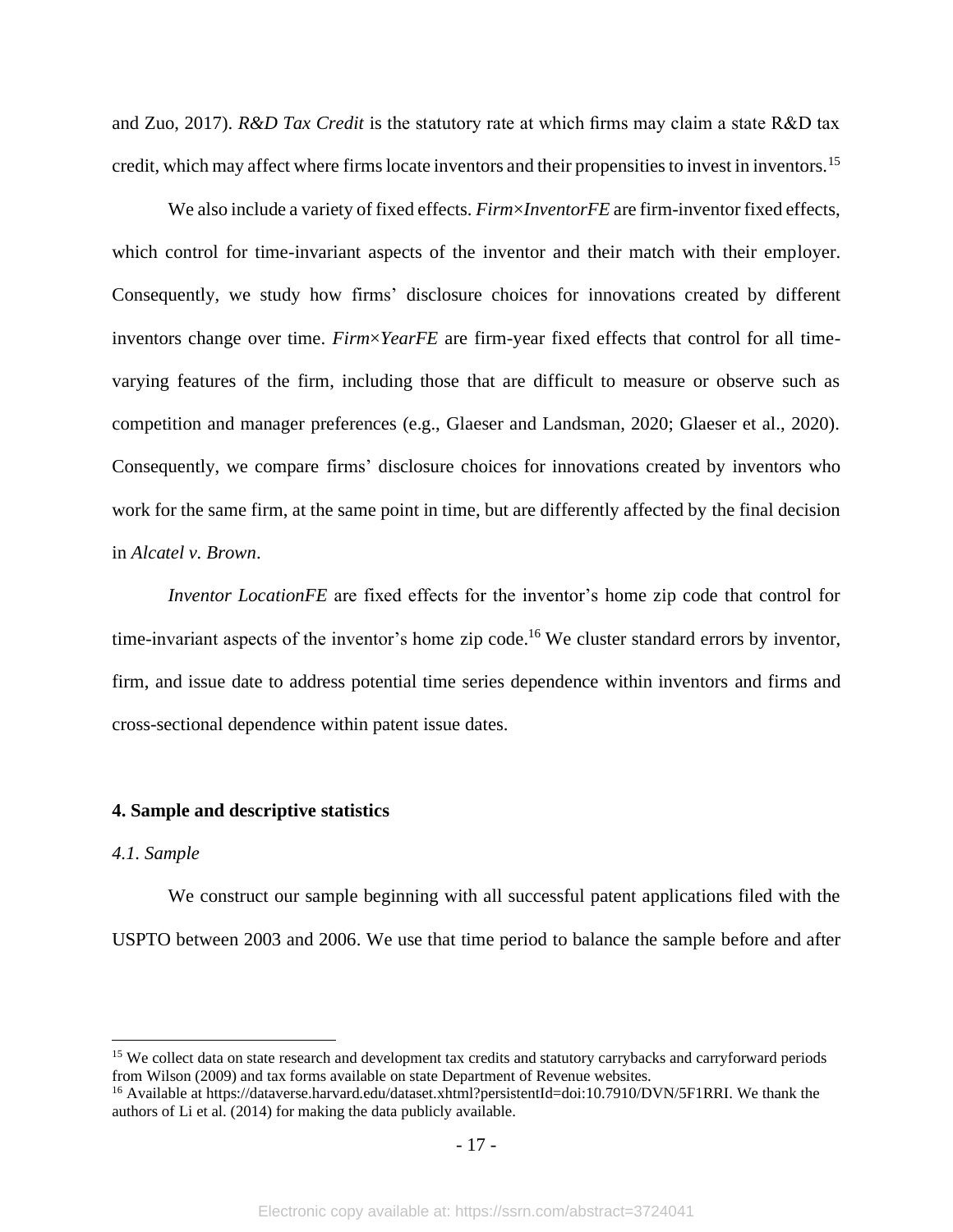and Zuo, 2017). *R&D Tax Credit* is the statutory rate at which firms may claim a state R&D tax credit, which may affect where firms locate inventors and their propensities to invest in inventors.[15]

We also include a variety of fixed effects. *Firm×InventorFE* are firm-inventor fixed effects, which control for time-invariant aspects of the inventor and their match with their employer. Consequently, we study how firms' disclosure choices for innovations created by different inventors change over time. *Firm×YearFE* are firm-year fixed effects that control for all time-varying features of the firm, including those that are difficult to measure or observe such as competition and manager preferences (e.g., Glaeser and Landsman, 2020; Glaeser et al., 2020). Consequently, we compare firms' disclosure choices for innovations created by inventors who work for the same firm, at the same point in time, but are differently affected by the final decision in *Alcatel v. Brown*.

*Inventor LocationFE* are fixed effects for the inventor's home zip code that control for time-invariant aspects of the inventor's home zip code.[16] We cluster standard errors by inventor, firm, and issue date to address potential time series dependence within inventors and firms and cross-sectional dependence within patent issue dates.

## 4. Sample and descriptive statistics

### *4.1. Sample*

We construct our sample beginning with all successful patent applications filed with the USPTO between 2003 and 2006. We use that time period to balance the sample before and after

---

[15] We collect data on state research and development tax credits and statutory carrybacks and carryforward periods from Wilson (2009) and tax forms available on state Department of Revenue websites.

[16] Available at https://dataverse.harvard.edu/dataset.xhtml?persistentId=doi:10.7910/DVN/5F1RRI. We thank the authors of Li et al. (2014) for making the data publicly available.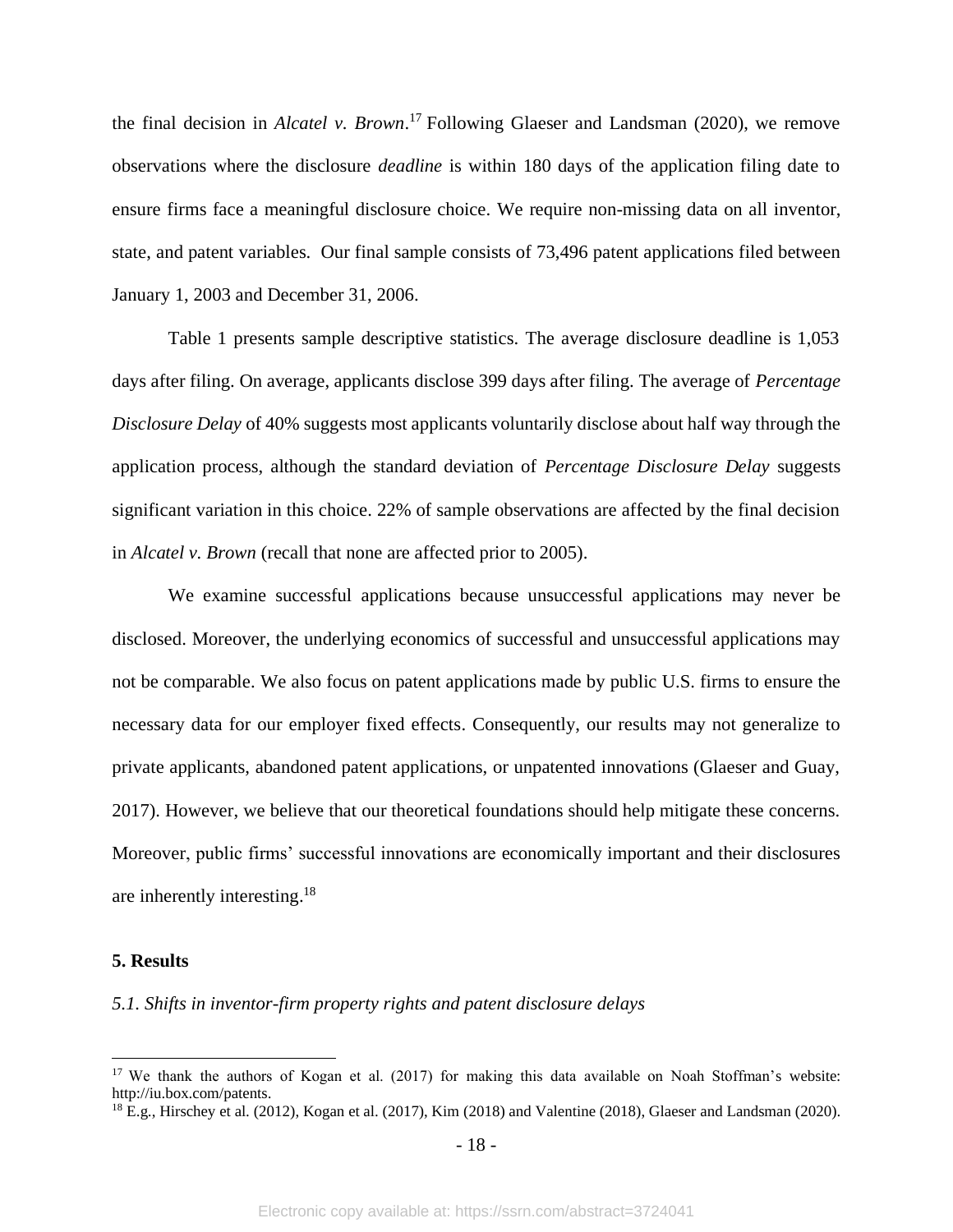the final decision in *Alcatel v. Brown*.[17] Following Glaeser and Landsman (2020), we remove observations where the disclosure *deadline* is within 180 days of the application filing date to ensure firms face a meaningful disclosure choice. We require non-missing data on all inventor, state, and patent variables. Our final sample consists of 73,496 patent applications filed between January 1, 2003 and December 31, 2006.

Table 1 presents sample descriptive statistics. The average disclosure deadline is 1,053 days after filing. On average, applicants disclose 399 days after filing. The average of *Percentage Disclosure Delay* of 40% suggests most applicants voluntarily disclose about half way through the application process, although the standard deviation of *Percentage Disclosure Delay* suggests significant variation in this choice. 22% of sample observations are affected by the final decision in *Alcatel v. Brown* (recall that none are affected prior to 2005).

We examine successful applications because unsuccessful applications may never be disclosed. Moreover, the underlying economics of successful and unsuccessful applications may not be comparable. We also focus on patent applications made by public U.S. firms to ensure the necessary data for our employer fixed effects. Consequently, our results may not generalize to private applicants, abandoned patent applications, or unpatented innovations (Glaeser and Guay, 2017). However, we believe that our theoretical foundations should help mitigate these concerns. Moreover, public firms' successful innovations are economically important and their disclosures are inherently interesting.[18]

## 5. Results

### *5.1. Shifts in inventor-firm property rights and patent disclosure delays*

---

[17] We thank the authors of Kogan et al. (2017) for making this data available on Noah Stoffman's website: http://iu.box.com/patents.

[18] E.g., Hirschey et al. (2012), Kogan et al. (2017), Kim (2018) and Valentine (2018), Glaeser and Landsman (2020).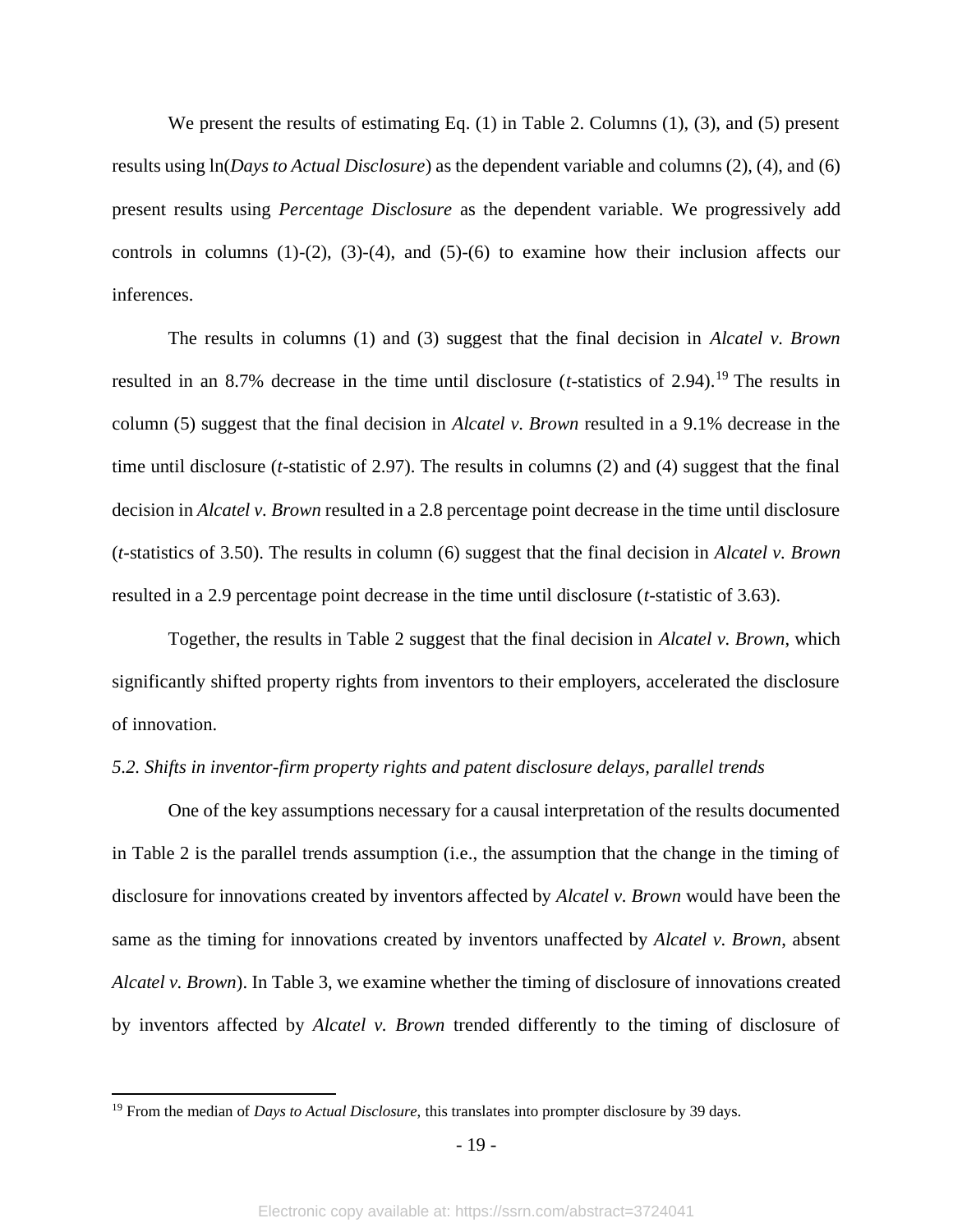We present the results of estimating Eq. (1) in Table 2. Columns (1), (3), and (5) present results using ln(*Days to Actual Disclosure*) as the dependent variable and columns (2), (4), and (6) present results using *Percentage Disclosure* as the dependent variable. We progressively add controls in columns (1)-(2), (3)-(4), and (5)-(6) to examine how their inclusion affects our inferences.

The results in columns (1) and (3) suggest that the final decision in *Alcatel v. Brown* resulted in an 8.7% decrease in the time until disclosure (*t*-statistics of 2.94).[19] The results in column (5) suggest that the final decision in *Alcatel v. Brown* resulted in a 9.1% decrease in the time until disclosure (*t*-statistic of 2.97). The results in columns (2) and (4) suggest that the final decision in *Alcatel v. Brown* resulted in a 2.8 percentage point decrease in the time until disclosure (*t*-statistics of 3.50). The results in column (6) suggest that the final decision in *Alcatel v. Brown* resulted in a 2.9 percentage point decrease in the time until disclosure (*t*-statistic of 3.63).

Together, the results in Table 2 suggest that the final decision in *Alcatel v. Brown*, which significantly shifted property rights from inventors to their employers, accelerated the disclosure of innovation.

*5.2. Shifts in inventor-firm property rights and patent disclosure delays, parallel trends*

One of the key assumptions necessary for a causal interpretation of the results documented in Table 2 is the parallel trends assumption (i.e., the assumption that the change in the timing of disclosure for innovations created by inventors affected by *Alcatel v. Brown* would have been the same as the timing for innovations created by inventors unaffected by *Alcatel v. Brown*, absent *Alcatel v. Brown*). In Table 3, we examine whether the timing of disclosure of innovations created by inventors affected by *Alcatel v. Brown* trended differently to the timing of disclosure of

---

[19] From the median of *Days to Actual Disclosure*, this translates into prompter disclosure by 39 days.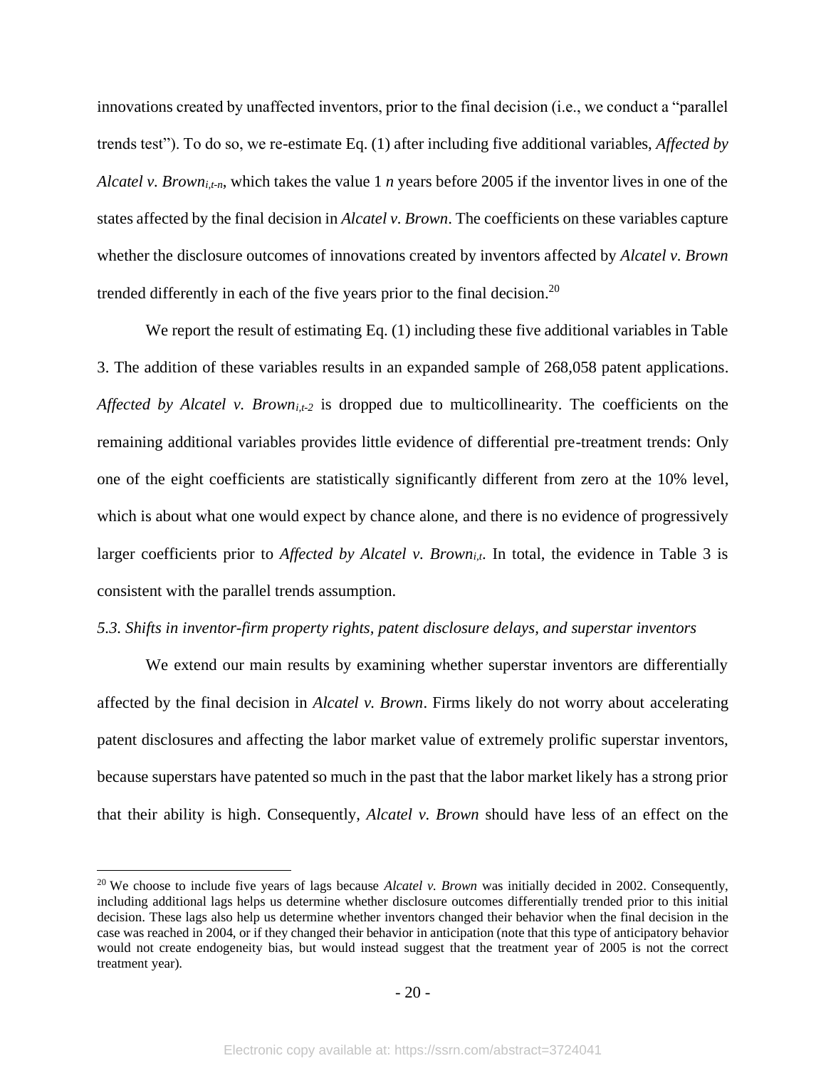innovations created by unaffected inventors, prior to the final decision (i.e., we conduct a "parallel trends test"). To do so, we re-estimate Eq. (1) after including five additional variables, *Affected by Alcatel v. Brown*$_{i,t\text{-}n}$, which takes the value 1 *n* years before 2005 if the inventor lives in one of the states affected by the final decision in *Alcatel v. Brown*. The coefficients on these variables capture whether the disclosure outcomes of innovations created by inventors affected by *Alcatel v. Brown* trended differently in each of the five years prior to the final decision.[20]

We report the result of estimating Eq. (1) including these five additional variables in Table 3. The addition of these variables results in an expanded sample of 268,058 patent applications. *Affected by Alcatel v. Brown*$_{i,t\text{-}2}$ is dropped due to multicollinearity. The coefficients on the remaining additional variables provides little evidence of differential pre-treatment trends: Only one of the eight coefficients are statistically significantly different from zero at the 10% level, which is about what one would expect by chance alone, and there is no evidence of progressively larger coefficients prior to *Affected by Alcatel v. Brown*$_{i,t}$. In total, the evidence in Table 3 is consistent with the parallel trends assumption.

*5.3. Shifts in inventor-firm property rights, patent disclosure delays, and superstar inventors*

We extend our main results by examining whether superstar inventors are differentially affected by the final decision in *Alcatel v. Brown*. Firms likely do not worry about accelerating patent disclosures and affecting the labor market value of extremely prolific superstar inventors, because superstars have patented so much in the past that the labor market likely has a strong prior that their ability is high. Consequently, *Alcatel v. Brown* should have less of an effect on the

[20] We choose to include five years of lags because *Alcatel v. Brown* was initially decided in 2002. Consequently, including additional lags helps us determine whether disclosure outcomes differentially trended prior to this initial decision. These lags also help us determine whether inventors changed their behavior when the final decision in the case was reached in 2004, or if they changed their behavior in anticipation (note that this type of anticipatory behavior would not create endogeneity bias, but would instead suggest that the treatment year of 2005 is not the correct treatment year).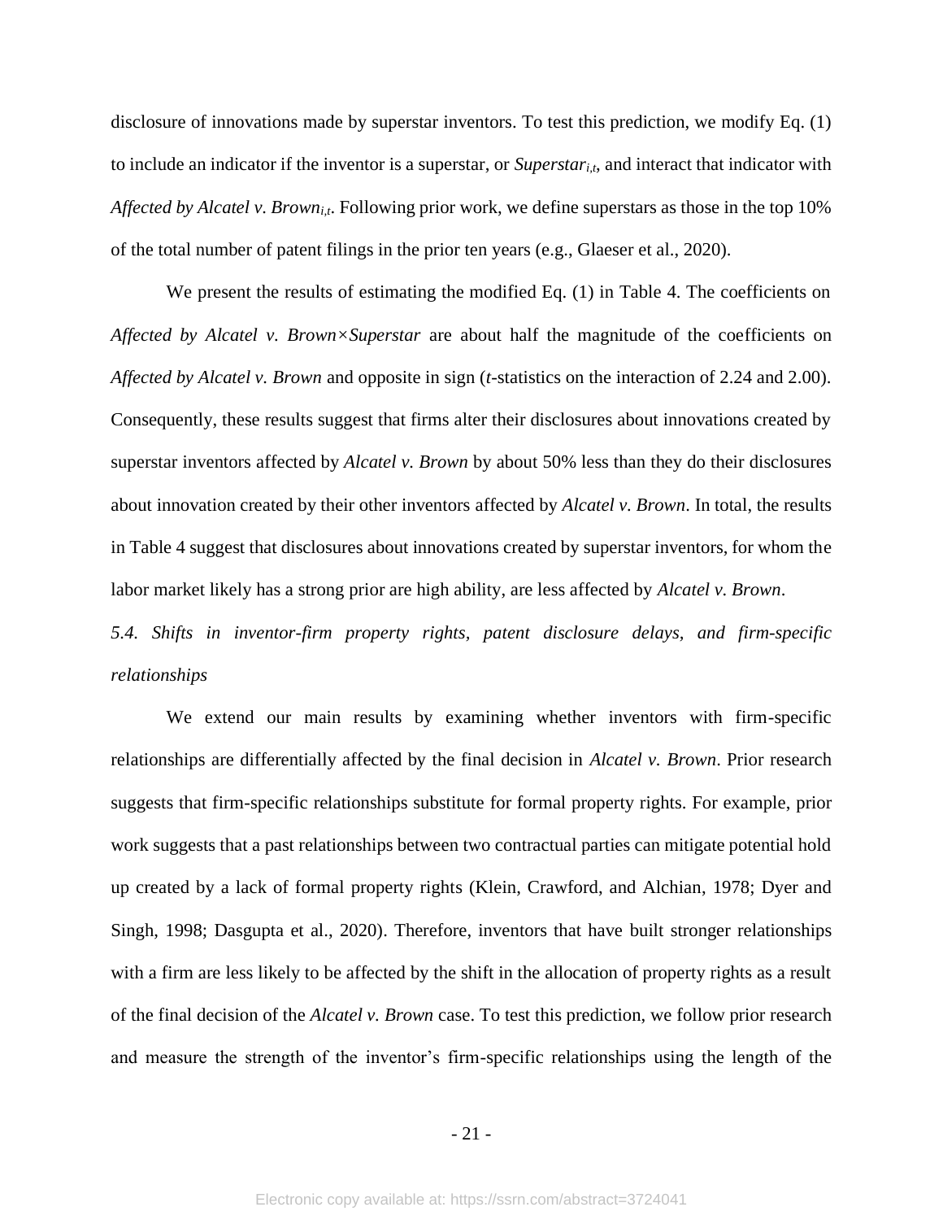disclosure of innovations made by superstar inventors. To test this prediction, we modify Eq. (1) to include an indicator if the inventor is a superstar, or $Superstar_{i,t}$, and interact that indicator with $Affected\ by\ Alcatel\ v.\ Brown_{i,t}$. Following prior work, we define superstars as those in the top 10% of the total number of patent filings in the prior ten years (e.g., Glaeser et al., 2020).

We present the results of estimating the modified Eq. (1) in Table 4. The coefficients on *Affected by Alcatel v. Brown×Superstar* are about half the magnitude of the coefficients on *Affected by Alcatel v. Brown* and opposite in sign (*t*-statistics on the interaction of 2.24 and 2.00). Consequently, these results suggest that firms alter their disclosures about innovations created by superstar inventors affected by *Alcatel v. Brown* by about 50% less than they do their disclosures about innovation created by their other inventors affected by *Alcatel v. Brown*. In total, the results in Table 4 suggest that disclosures about innovations created by superstar inventors, for whom the labor market likely has a strong prior are high ability, are less affected by *Alcatel v. Brown*.

### *5.4. Shifts in inventor-firm property rights, patent disclosure delays, and firm-specific relationships*

We extend our main results by examining whether inventors with firm-specific relationships are differentially affected by the final decision in *Alcatel v. Brown*. Prior research suggests that firm-specific relationships substitute for formal property rights. For example, prior work suggests that a past relationships between two contractual parties can mitigate potential hold up created by a lack of formal property rights (Klein, Crawford, and Alchian, 1978; Dyer and Singh, 1998; Dasgupta et al., 2020). Therefore, inventors that have built stronger relationships with a firm are less likely to be affected by the shift in the allocation of property rights as a result of the final decision of the *Alcatel v. Brown* case. To test this prediction, we follow prior research and measure the strength of the inventor's firm-specific relationships using the length of the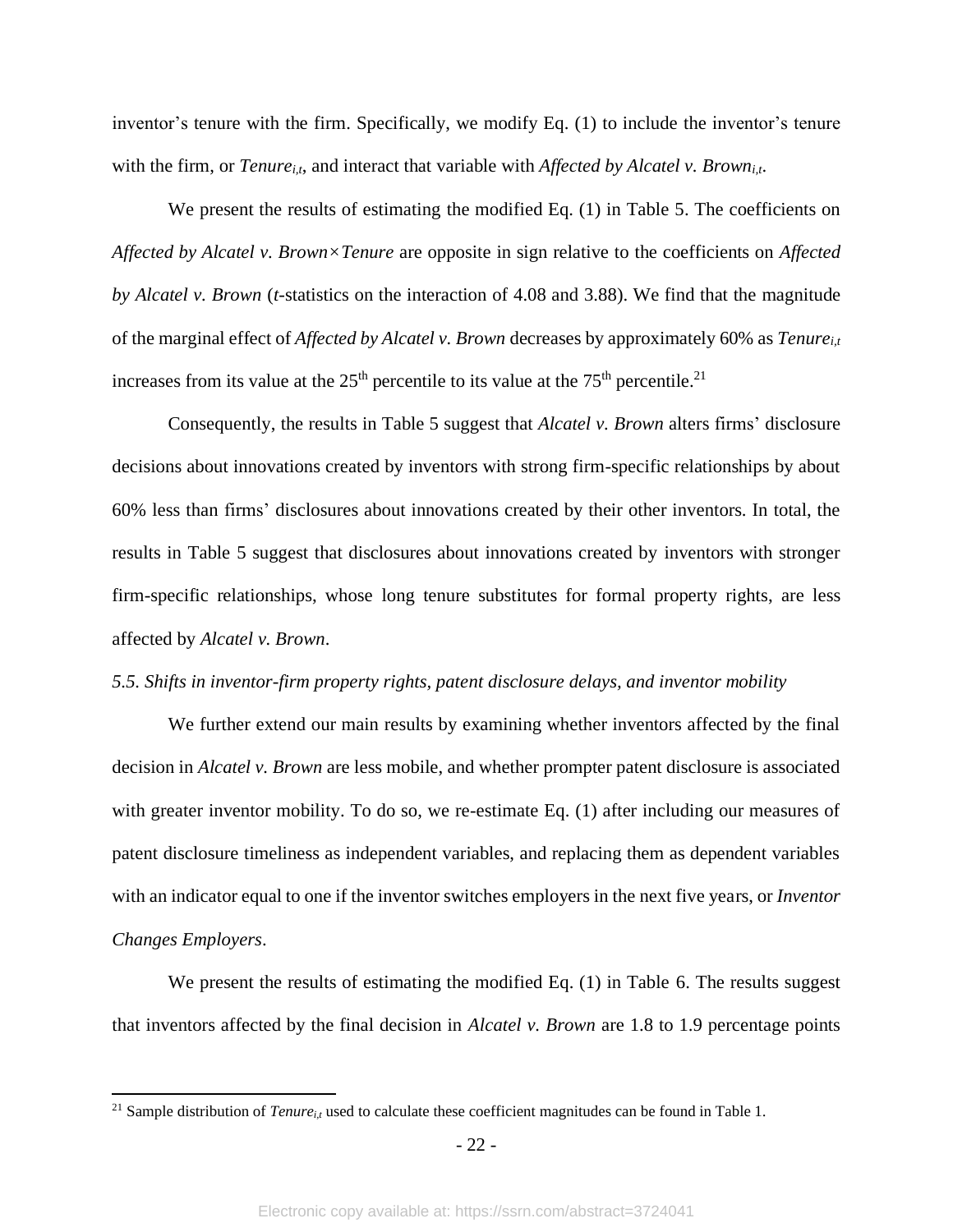inventor's tenure with the firm. Specifically, we modify Eq. (1) to include the inventor's tenure with the firm, or $Tenure_{i,t}$, and interact that variable with *Affected by Alcatel v. Brown*$_{i,t}$.

We present the results of estimating the modified Eq. (1) in Table 5. The coefficients on *Affected by Alcatel v. Brown×Tenure* are opposite in sign relative to the coefficients on *Affected by Alcatel v. Brown* (*t*-statistics on the interaction of 4.08 and 3.88). We find that the magnitude of the marginal effect of *Affected by Alcatel v. Brown* decreases by approximately 60% as $Tenure_{i,t}$ increases from its value at the 25[th] percentile to its value at the 75[th] percentile.[21]

Consequently, the results in Table 5 suggest that *Alcatel v. Brown* alters firms' disclosure decisions about innovations created by inventors with strong firm-specific relationships by about 60% less than firms' disclosures about innovations created by their other inventors. In total, the results in Table 5 suggest that disclosures about innovations created by inventors with stronger firm-specific relationships, whose long tenure substitutes for formal property rights, are less affected by *Alcatel v. Brown*.

*5.5. Shifts in inventor-firm property rights, patent disclosure delays, and inventor mobility*

We further extend our main results by examining whether inventors affected by the final decision in *Alcatel v. Brown* are less mobile, and whether prompter patent disclosure is associated with greater inventor mobility. To do so, we re-estimate Eq. (1) after including our measures of patent disclosure timeliness as independent variables, and replacing them as dependent variables with an indicator equal to one if the inventor switches employers in the next five years, or *Inventor Changes Employers*.

We present the results of estimating the modified Eq. (1) in Table 6. The results suggest that inventors affected by the final decision in *Alcatel v. Brown* are 1.8 to 1.9 percentage points

---

[21] Sample distribution of $Tenure_{i,t}$ used to calculate these coefficient magnitudes can be found in Table 1.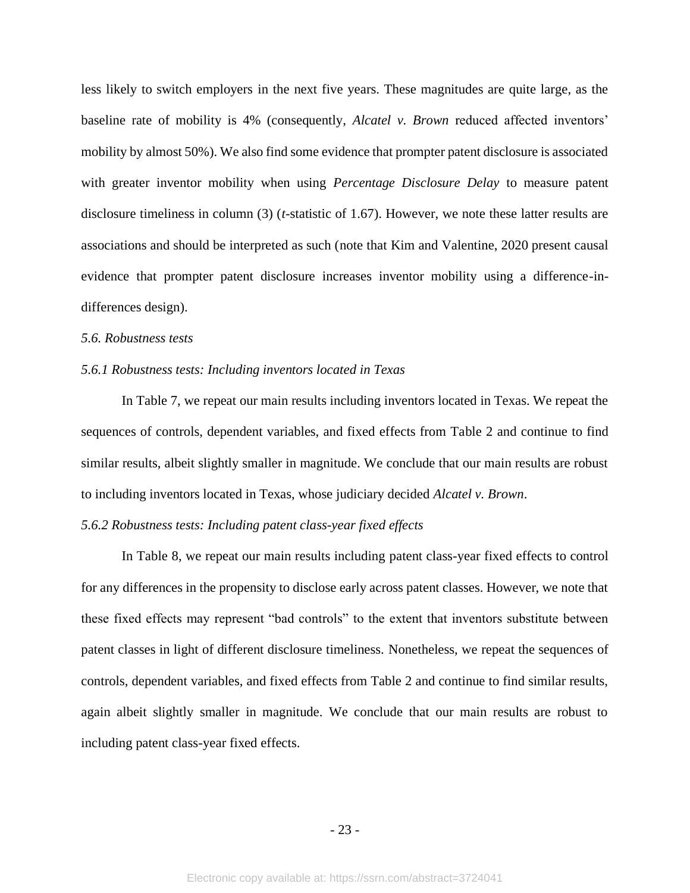less likely to switch employers in the next five years. These magnitudes are quite large, as the baseline rate of mobility is 4% (consequently, *Alcatel v. Brown* reduced affected inventors' mobility by almost 50%). We also find some evidence that prompter patent disclosure is associated with greater inventor mobility when using *Percentage Disclosure Delay* to measure patent disclosure timeliness in column (3) (*t*-statistic of 1.67). However, we note these latter results are associations and should be interpreted as such (note that Kim and Valentine, 2020 present causal evidence that prompter patent disclosure increases inventor mobility using a difference-in-differences design).

### *5.6. Robustness tests*

#### *5.6.1 Robustness tests: Including inventors located in Texas*

In Table 7, we repeat our main results including inventors located in Texas. We repeat the sequences of controls, dependent variables, and fixed effects from Table 2 and continue to find similar results, albeit slightly smaller in magnitude. We conclude that our main results are robust to including inventors located in Texas, whose judiciary decided *Alcatel v. Brown*.

#### *5.6.2 Robustness tests: Including patent class-year fixed effects*

In Table 8, we repeat our main results including patent class-year fixed effects to control for any differences in the propensity to disclose early across patent classes. However, we note that these fixed effects may represent "bad controls" to the extent that inventors substitute between patent classes in light of different disclosure timeliness. Nonetheless, we repeat the sequences of controls, dependent variables, and fixed effects from Table 2 and continue to find similar results, again albeit slightly smaller in magnitude. We conclude that our main results are robust to including patent class-year fixed effects.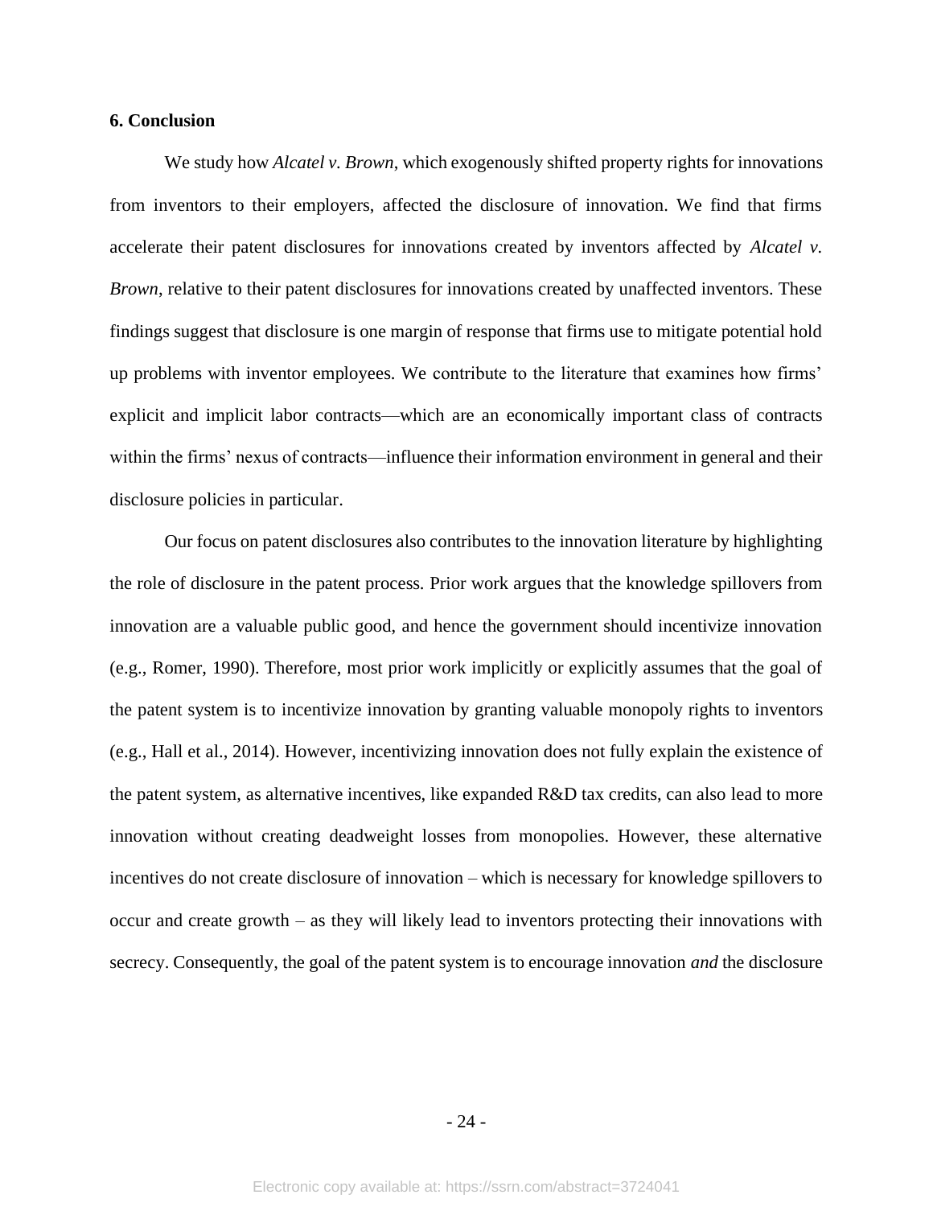## 6. Conclusion

We study how *Alcatel v. Brown*, which exogenously shifted property rights for innovations from inventors to their employers, affected the disclosure of innovation. We find that firms accelerate their patent disclosures for innovations created by inventors affected by *Alcatel v. Brown*, relative to their patent disclosures for innovations created by unaffected inventors. These findings suggest that disclosure is one margin of response that firms use to mitigate potential hold up problems with inventor employees. We contribute to the literature that examines how firms' explicit and implicit labor contracts—which are an economically important class of contracts within the firms' nexus of contracts—influence their information environment in general and their disclosure policies in particular.

Our focus on patent disclosures also contributes to the innovation literature by highlighting the role of disclosure in the patent process. Prior work argues that the knowledge spillovers from innovation are a valuable public good, and hence the government should incentivize innovation (e.g., Romer, 1990). Therefore, most prior work implicitly or explicitly assumes that the goal of the patent system is to incentivize innovation by granting valuable monopoly rights to inventors (e.g., Hall et al., 2014). However, incentivizing innovation does not fully explain the existence of the patent system, as alternative incentives, like expanded R&D tax credits, can also lead to more innovation without creating deadweight losses from monopolies. However, these alternative incentives do not create disclosure of innovation – which is necessary for knowledge spillovers to occur and create growth – as they will likely lead to inventors protecting their innovations with secrecy. Consequently, the goal of the patent system is to encourage innovation *and* the disclosure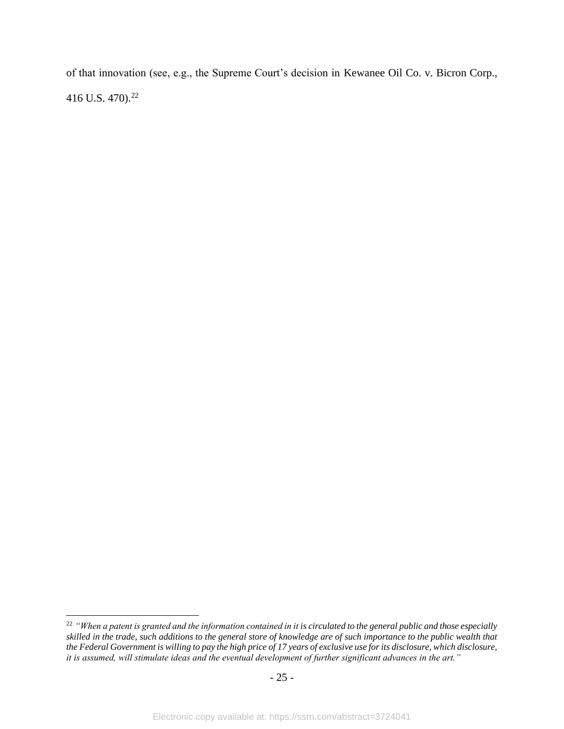of that innovation (see, e.g., the Supreme Court's decision in Kewanee Oil Co. v. Bicron Corp., 416 U.S. 470).[22]

[22] *"When a patent is granted and the information contained in it is circulated to the general public and those especially skilled in the trade, such additions to the general store of knowledge are of such importance to the public wealth that the Federal Government is willing to pay the high price of 17 years of exclusive use for its disclosure, which disclosure, it is assumed, will stimulate ideas and the eventual development of further significant advances in the art."*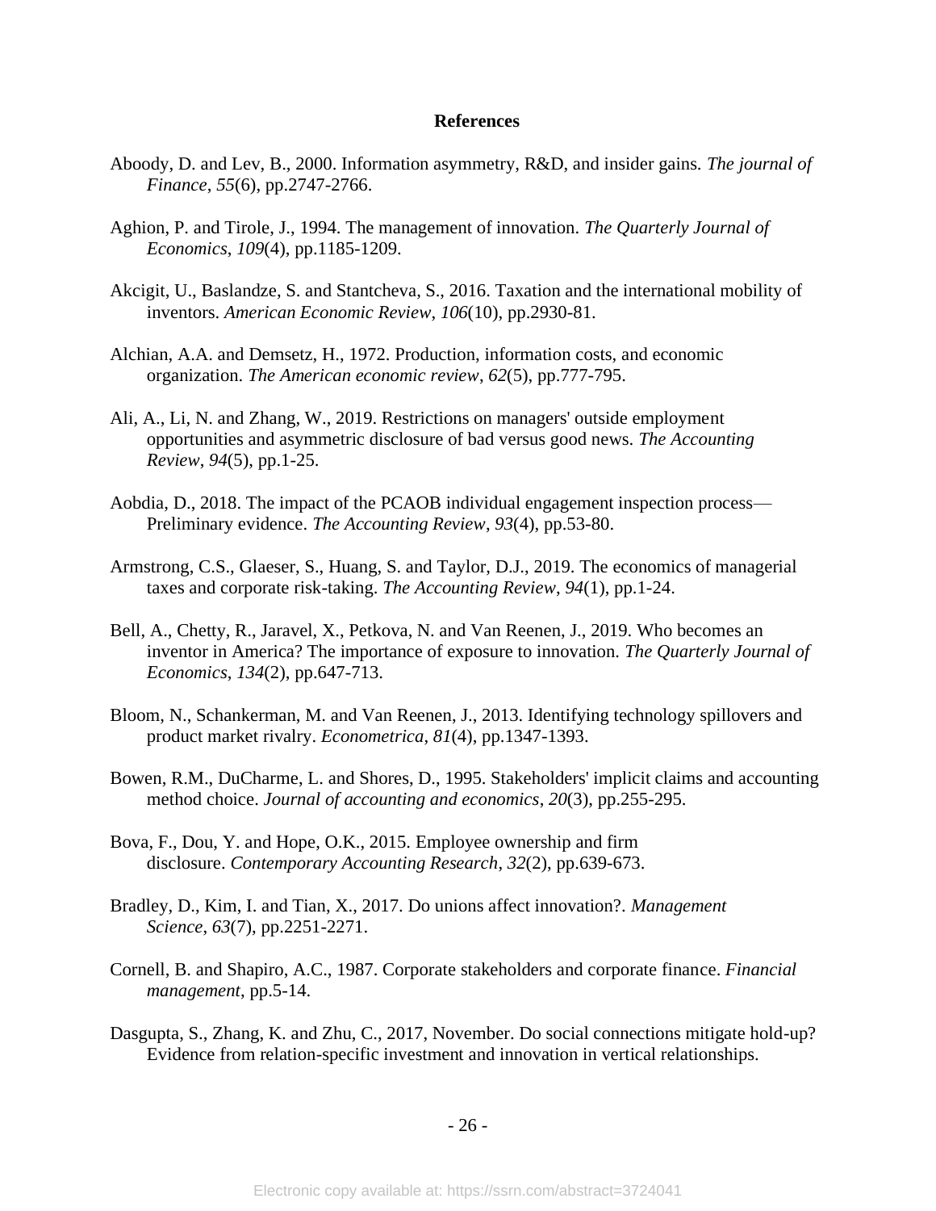## References

Aboody, D. and Lev, B., 2000. Information asymmetry, R&D, and insider gains. *The journal of Finance*, *55*(6), pp.2747-2766.

Aghion, P. and Tirole, J., 1994. The management of innovation. *The Quarterly Journal of Economics*, *109*(4), pp.1185-1209.

Akcigit, U., Baslandze, S. and Stantcheva, S., 2016. Taxation and the international mobility of inventors. *American Economic Review*, *106*(10), pp.2930-81.

Alchian, A.A. and Demsetz, H., 1972. Production, information costs, and economic organization. *The American economic review*, *62*(5), pp.777-795.

Ali, A., Li, N. and Zhang, W., 2019. Restrictions on managers' outside employment opportunities and asymmetric disclosure of bad versus good news. *The Accounting Review*, *94*(5), pp.1-25.

Aobdia, D., 2018. The impact of the PCAOB individual engagement inspection process—Preliminary evidence. *The Accounting Review*, *93*(4), pp.53-80.

Armstrong, C.S., Glaeser, S., Huang, S. and Taylor, D.J., 2019. The economics of managerial taxes and corporate risk-taking. *The Accounting Review*, *94*(1), pp.1-24.

Bell, A., Chetty, R., Jaravel, X., Petkova, N. and Van Reenen, J., 2019. Who becomes an inventor in America? The importance of exposure to innovation. *The Quarterly Journal of Economics*, *134*(2), pp.647-713.

Bloom, N., Schankerman, M. and Van Reenen, J., 2013. Identifying technology spillovers and product market rivalry. *Econometrica*, *81*(4), pp.1347-1393.

Bowen, R.M., DuCharme, L. and Shores, D., 1995. Stakeholders' implicit claims and accounting method choice. *Journal of accounting and economics*, *20*(3), pp.255-295.

Bova, F., Dou, Y. and Hope, O.K., 2015. Employee ownership and firm disclosure. *Contemporary Accounting Research*, *32*(2), pp.639-673.

Bradley, D., Kim, I. and Tian, X., 2017. Do unions affect innovation?. *Management Science*, *63*(7), pp.2251-2271.

Cornell, B. and Shapiro, A.C., 1987. Corporate stakeholders and corporate finance. *Financial management*, pp.5-14.

Dasgupta, S., Zhang, K. and Zhu, C., 2017, November. Do social connections mitigate hold-up? Evidence from relation-specific investment and innovation in vertical relationships.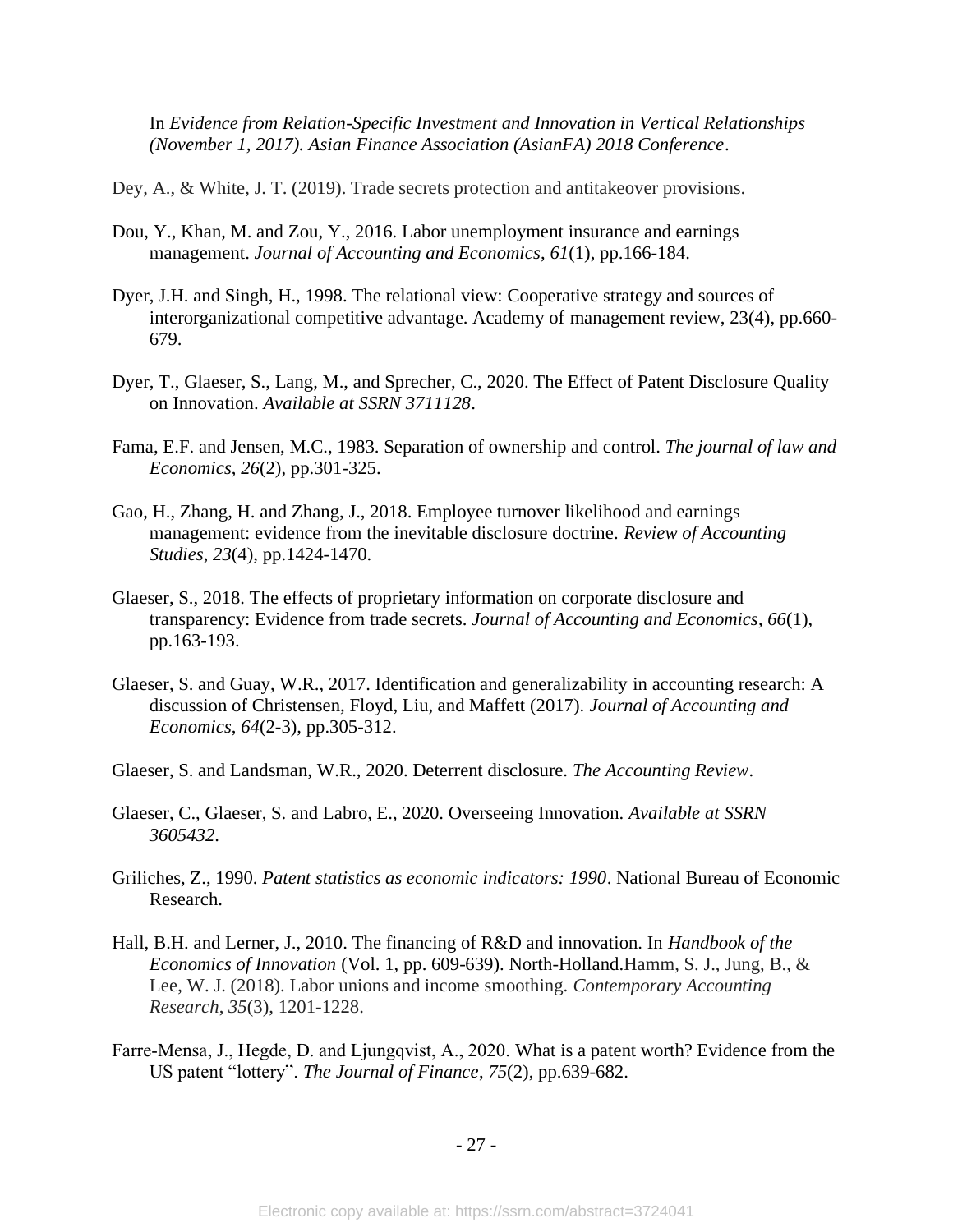In *Evidence from Relation-Specific Investment and Innovation in Vertical Relationships (November 1, 2017). Asian Finance Association (AsianFA) 2018 Conference*.

Dey, A., & White, J. T. (2019). Trade secrets protection and antitakeover provisions.

Dou, Y., Khan, M. and Zou, Y., 2016. Labor unemployment insurance and earnings management. *Journal of Accounting and Economics*, *61*(1), pp.166-184.

Dyer, J.H. and Singh, H., 1998. The relational view: Cooperative strategy and sources of interorganizational competitive advantage. Academy of management review, 23(4), pp.660-679.

Dyer, T., Glaeser, S., Lang, M., and Sprecher, C., 2020. The Effect of Patent Disclosure Quality on Innovation. *Available at SSRN 3711128*.

Fama, E.F. and Jensen, M.C., 1983. Separation of ownership and control. *The journal of law and Economics*, *26*(2), pp.301-325.

Gao, H., Zhang, H. and Zhang, J., 2018. Employee turnover likelihood and earnings management: evidence from the inevitable disclosure doctrine. *Review of Accounting Studies*, *23*(4), pp.1424-1470.

Glaeser, S., 2018. The effects of proprietary information on corporate disclosure and transparency: Evidence from trade secrets. *Journal of Accounting and Economics*, *66*(1), pp.163-193.

Glaeser, S. and Guay, W.R., 2017. Identification and generalizability in accounting research: A discussion of Christensen, Floyd, Liu, and Maffett (2017). *Journal of Accounting and Economics*, *64*(2-3), pp.305-312.

Glaeser, S. and Landsman, W.R., 2020. Deterrent disclosure. *The Accounting Review*.

Glaeser, C., Glaeser, S. and Labro, E., 2020. Overseeing Innovation. *Available at SSRN 3605432*.

Griliches, Z., 1990. *Patent statistics as economic indicators: 1990*. National Bureau of Economic Research.

Hall, B.H. and Lerner, J., 2010. The financing of R&D and innovation. In *Handbook of the Economics of Innovation* (Vol. 1, pp. 609-639). North-Holland.Hamm, S. J., Jung, B., & Lee, W. J. (2018). Labor unions and income smoothing. *Contemporary Accounting Research*, *35*(3), 1201-1228.

Farre-Mensa, J., Hegde, D. and Ljungqvist, A., 2020. What is a patent worth? Evidence from the US patent "lottery". *The Journal of Finance*, *75*(2), pp.639-682.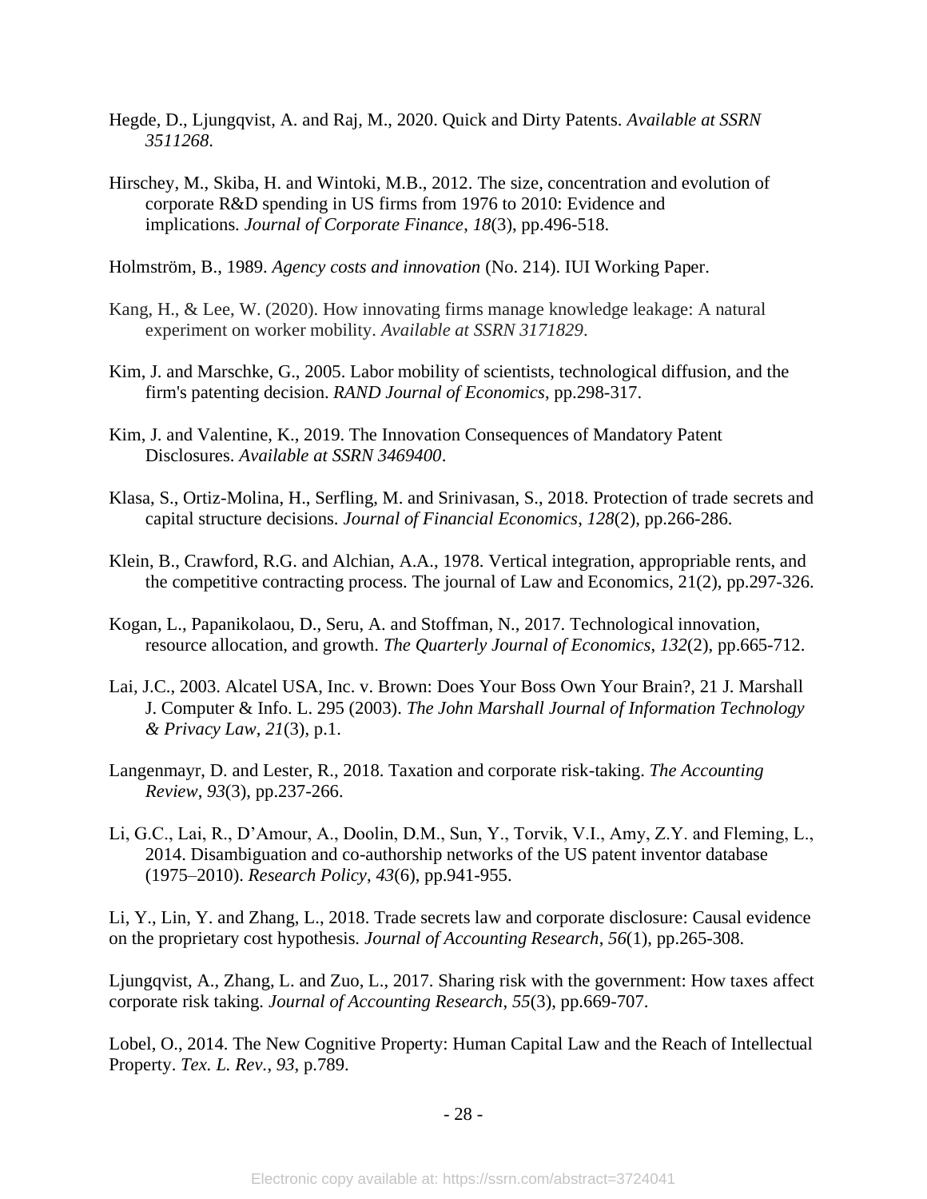Hegde, D., Ljungqvist, A. and Raj, M., 2020. Quick and Dirty Patents. *Available at SSRN 3511268*.

Hirschey, M., Skiba, H. and Wintoki, M.B., 2012. The size, concentration and evolution of corporate R&D spending in US firms from 1976 to 2010: Evidence and implications. *Journal of Corporate Finance*, *18*(3), pp.496-518.

Holmström, B., 1989. *Agency costs and innovation* (No. 214). IUI Working Paper.

Kang, H., & Lee, W. (2020). How innovating firms manage knowledge leakage: A natural experiment on worker mobility. *Available at SSRN 3171829*.

Kim, J. and Marschke, G., 2005. Labor mobility of scientists, technological diffusion, and the firm's patenting decision. *RAND Journal of Economics*, pp.298-317.

Kim, J. and Valentine, K., 2019. The Innovation Consequences of Mandatory Patent Disclosures. *Available at SSRN 3469400*.

Klasa, S., Ortiz-Molina, H., Serfling, M. and Srinivasan, S., 2018. Protection of trade secrets and capital structure decisions. *Journal of Financial Economics*, *128*(2), pp.266-286.

Klein, B., Crawford, R.G. and Alchian, A.A., 1978. Vertical integration, appropriable rents, and the competitive contracting process. The journal of Law and Economics, 21(2), pp.297-326.

Kogan, L., Papanikolaou, D., Seru, A. and Stoffman, N., 2017. Technological innovation, resource allocation, and growth. *The Quarterly Journal of Economics*, *132*(2), pp.665-712.

Lai, J.C., 2003. Alcatel USA, Inc. v. Brown: Does Your Boss Own Your Brain?, 21 J. Marshall J. Computer & Info. L. 295 (2003). *The John Marshall Journal of Information Technology & Privacy Law*, *21*(3), p.1.

Langenmayr, D. and Lester, R., 2018. Taxation and corporate risk-taking. *The Accounting Review*, *93*(3), pp.237-266.

Li, G.C., Lai, R., D'Amour, A., Doolin, D.M., Sun, Y., Torvik, V.I., Amy, Z.Y. and Fleming, L., 2014. Disambiguation and co-authorship networks of the US patent inventor database (1975–2010). *Research Policy*, *43*(6), pp.941-955.

Li, Y., Lin, Y. and Zhang, L., 2018. Trade secrets law and corporate disclosure: Causal evidence on the proprietary cost hypothesis. *Journal of Accounting Research*, *56*(1), pp.265-308.

Ljungqvist, A., Zhang, L. and Zuo, L., 2017. Sharing risk with the government: How taxes affect corporate risk taking. *Journal of Accounting Research*, *55*(3), pp.669-707.

Lobel, O., 2014. The New Cognitive Property: Human Capital Law and the Reach of Intellectual Property. *Tex. L. Rev.*, *93*, p.789.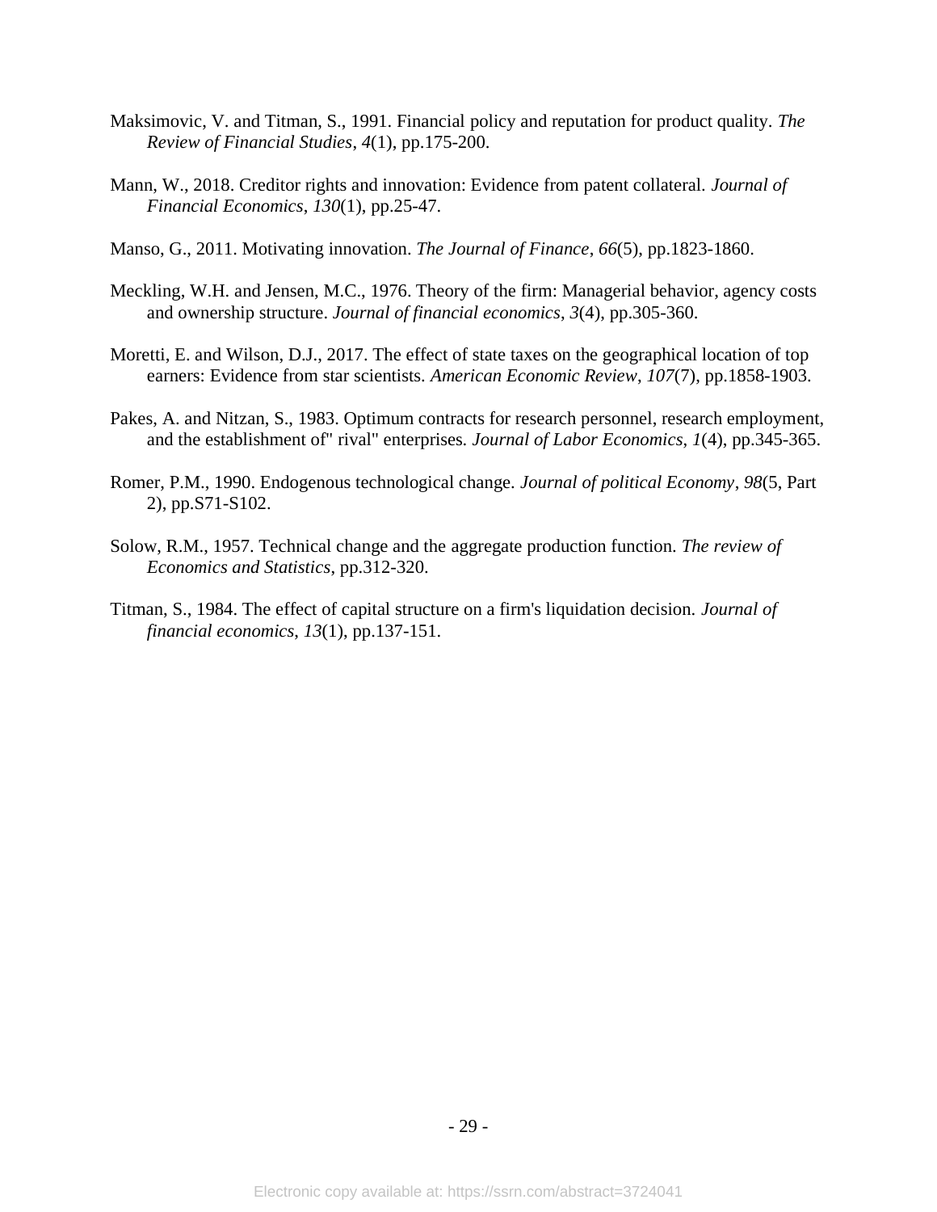Maksimovic, V. and Titman, S., 1991. Financial policy and reputation for product quality. *The Review of Financial Studies*, *4*(1), pp.175-200.

Mann, W., 2018. Creditor rights and innovation: Evidence from patent collateral. *Journal of Financial Economics*, *130*(1), pp.25-47.

Manso, G., 2011. Motivating innovation. *The Journal of Finance*, *66*(5), pp.1823-1860.

Meckling, W.H. and Jensen, M.C., 1976. Theory of the firm: Managerial behavior, agency costs and ownership structure. *Journal of financial economics*, *3*(4), pp.305-360.

Moretti, E. and Wilson, D.J., 2017. The effect of state taxes on the geographical location of top earners: Evidence from star scientists. *American Economic Review*, *107*(7), pp.1858-1903.

Pakes, A. and Nitzan, S., 1983. Optimum contracts for research personnel, research employment, and the establishment of" rival" enterprises. *Journal of Labor Economics*, *1*(4), pp.345-365.

Romer, P.M., 1990. Endogenous technological change. *Journal of political Economy*, *98*(5, Part 2), pp.S71-S102.

Solow, R.M., 1957. Technical change and the aggregate production function. *The review of Economics and Statistics*, pp.312-320.

Titman, S., 1984. The effect of capital structure on a firm's liquidation decision. *Journal of financial economics*, *13*(1), pp.137-151.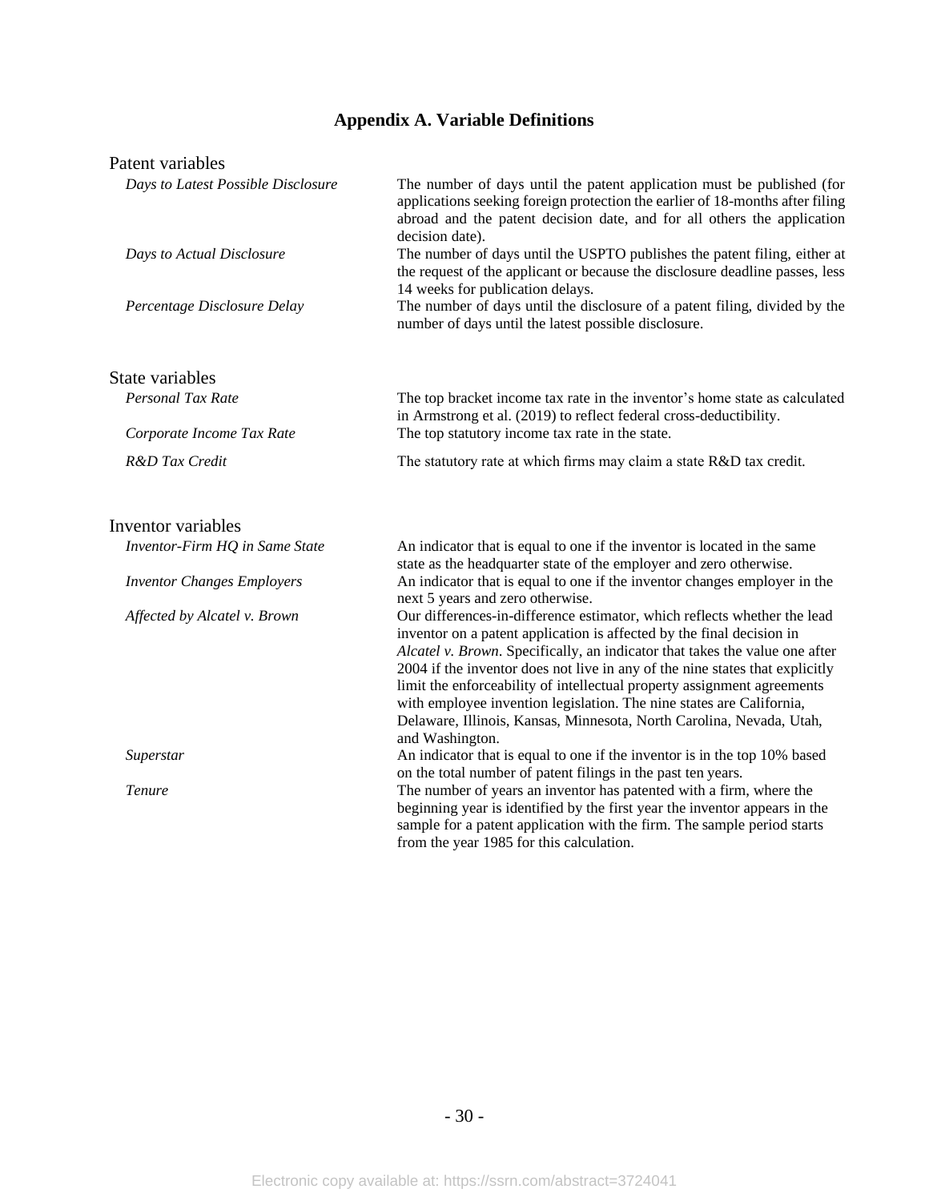## Appendix A. Variable Definitions

| Variable | Definition |
|---|---|
| **Patent variables** | |
| *Days to Latest Possible Disclosure* | The number of days until the patent application must be published (for applications seeking foreign protection the earlier of 18-months after filing abroad and the patent decision date, and for all others the application decision date). |
| *Days to Actual Disclosure* | The number of days until the USPTO publishes the patent filing, either at the request of the applicant or because the disclosure deadline passes, less 14 weeks for publication delays. |
| *Percentage Disclosure Delay* | The number of days until the disclosure of a patent filing, divided by the number of days until the latest possible disclosure. |
| **State variables** | |
| *Personal Tax Rate* | The top bracket income tax rate in the inventor's home state as calculated in Armstrong et al. (2019) to reflect federal cross-deductibility. |
| *Corporate Income Tax Rate* | The top statutory income tax rate in the state. |
| *R&D Tax Credit* | The statutory rate at which firms may claim a state R&D tax credit. |
| **Inventor variables** | |
| *Inventor-Firm HQ in Same State* | An indicator that is equal to one if the inventor is located in the same state as the headquarter state of the employer and zero otherwise. |
| *Inventor Changes Employers* | An indicator that is equal to one if the inventor changes employer in the next 5 years and zero otherwise. |
| *Affected by Alcatel v. Brown* | Our differences-in-difference estimator, which reflects whether the lead inventor on a patent application is affected by the final decision in *Alcatel v. Brown*. Specifically, an indicator that takes the value one after 2004 if the inventor does not live in any of the nine states that explicitly limit the enforceability of intellectual property assignment agreements with employee invention legislation. The nine states are California, Delaware, Illinois, Kansas, Minnesota, North Carolina, Nevada, Utah, and Washington. |
| *Superstar* | An indicator that is equal to one if the inventor is in the top 10% based on the total number of patent filings in the past ten years. |
| *Tenure* | The number of years an inventor has patented with a firm, where the beginning year is identified by the first year the inventor appears in the sample for a patent application with the firm. The sample period starts from the year 1985 for this calculation. |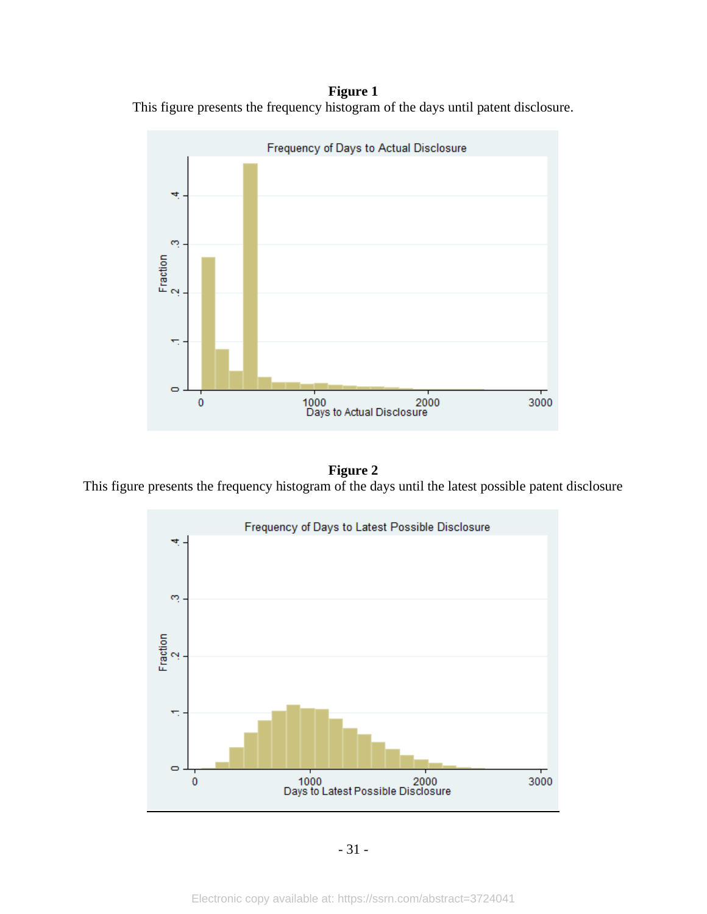**Figure 1**

This figure presents the frequency histogram of the days until patent disclosure.

**Figure 2**

This figure presents the frequency histogram of the days until the latest possible patent disclosure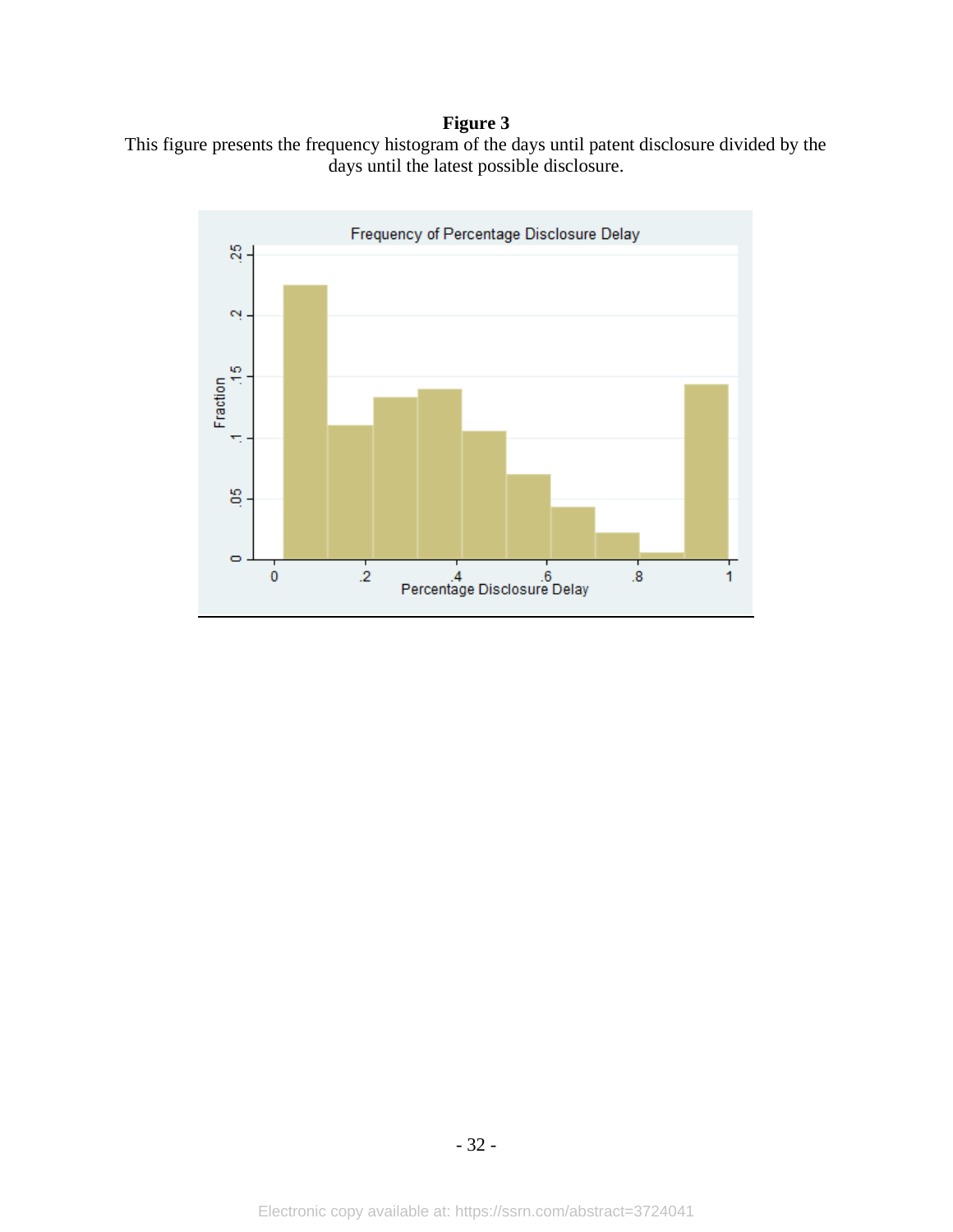**Figure 3**

This figure presents the frequency histogram of the days until patent disclosure divided by the days until the latest possible disclosure.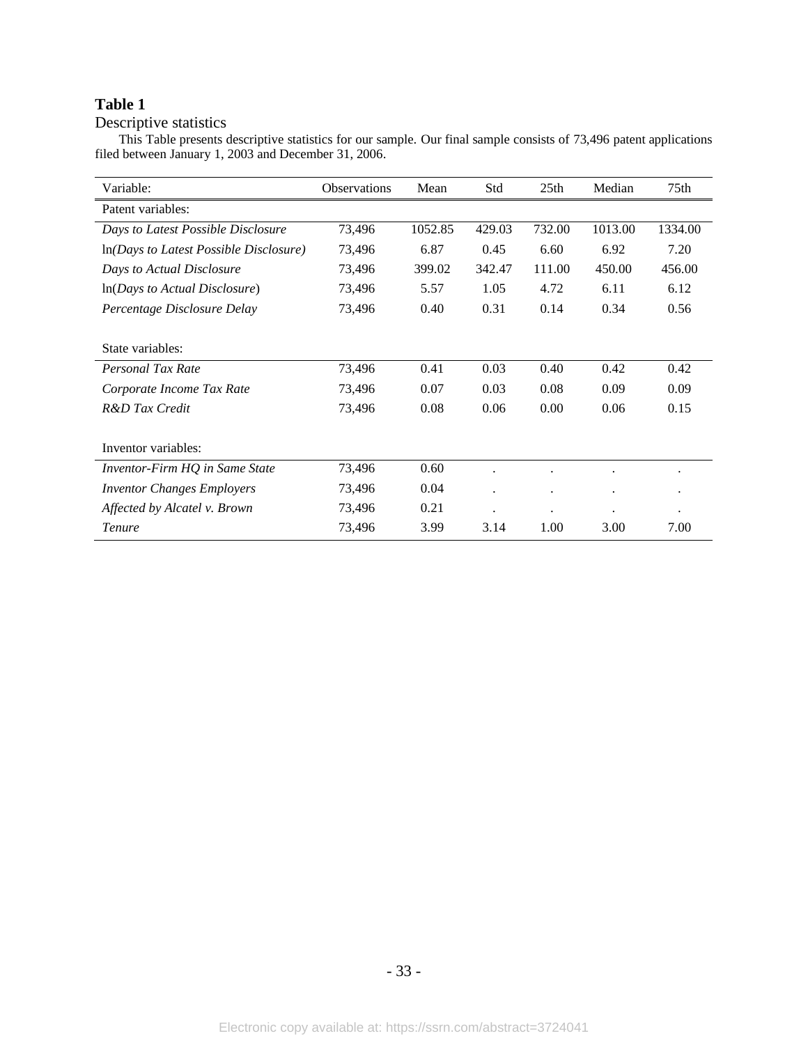**Table 1**

Descriptive statistics

This Table presents descriptive statistics for our sample. Our final sample consists of 73,496 patent applications filed between January 1, 2003 and December 31, 2006.

| Variable: | Observations | Mean | Std | 25th | Median | 75th |
|---|---|---|---|---|---|---|
| Patent variables: | | | | | | |
| *Days to Latest Possible Disclosure* | 73,496 | 1052.85 | 429.03 | 732.00 | 1013.00 | 1334.00 |
| ln*(Days to Latest Possible Disclosure)* | 73,496 | 6.87 | 0.45 | 6.60 | 6.92 | 7.20 |
| *Days to Actual Disclosure* | 73,496 | 399.02 | 342.47 | 111.00 | 450.00 | 456.00 |
| ln(*Days to Actual Disclosure*) | 73,496 | 5.57 | 1.05 | 4.72 | 6.11 | 6.12 |
| *Percentage Disclosure Delay* | 73,496 | 0.40 | 0.31 | 0.14 | 0.34 | 0.56 |
| | | | | | | |
| State variables: | | | | | | |
| *Personal Tax Rate* | 73,496 | 0.41 | 0.03 | 0.40 | 0.42 | 0.42 |
| *Corporate Income Tax Rate* | 73,496 | 0.07 | 0.03 | 0.08 | 0.09 | 0.09 |
| *R&D Tax Credit* | 73,496 | 0.08 | 0.06 | 0.00 | 0.06 | 0.15 |
| | | | | | | |
| Inventor variables: | | | | | | |
| *Inventor-Firm HQ in Same State* | 73,496 | 0.60 | . | . | . | . |
| *Inventor Changes Employers* | 73,496 | 0.04 | . | . | . | . |
| *Affected by Alcatel v. Brown* | 73,496 | 0.21 | . | . | . | . |
| *Tenure* | 73,496 | 3.99 | 3.14 | 1.00 | 3.00 | 7.00 |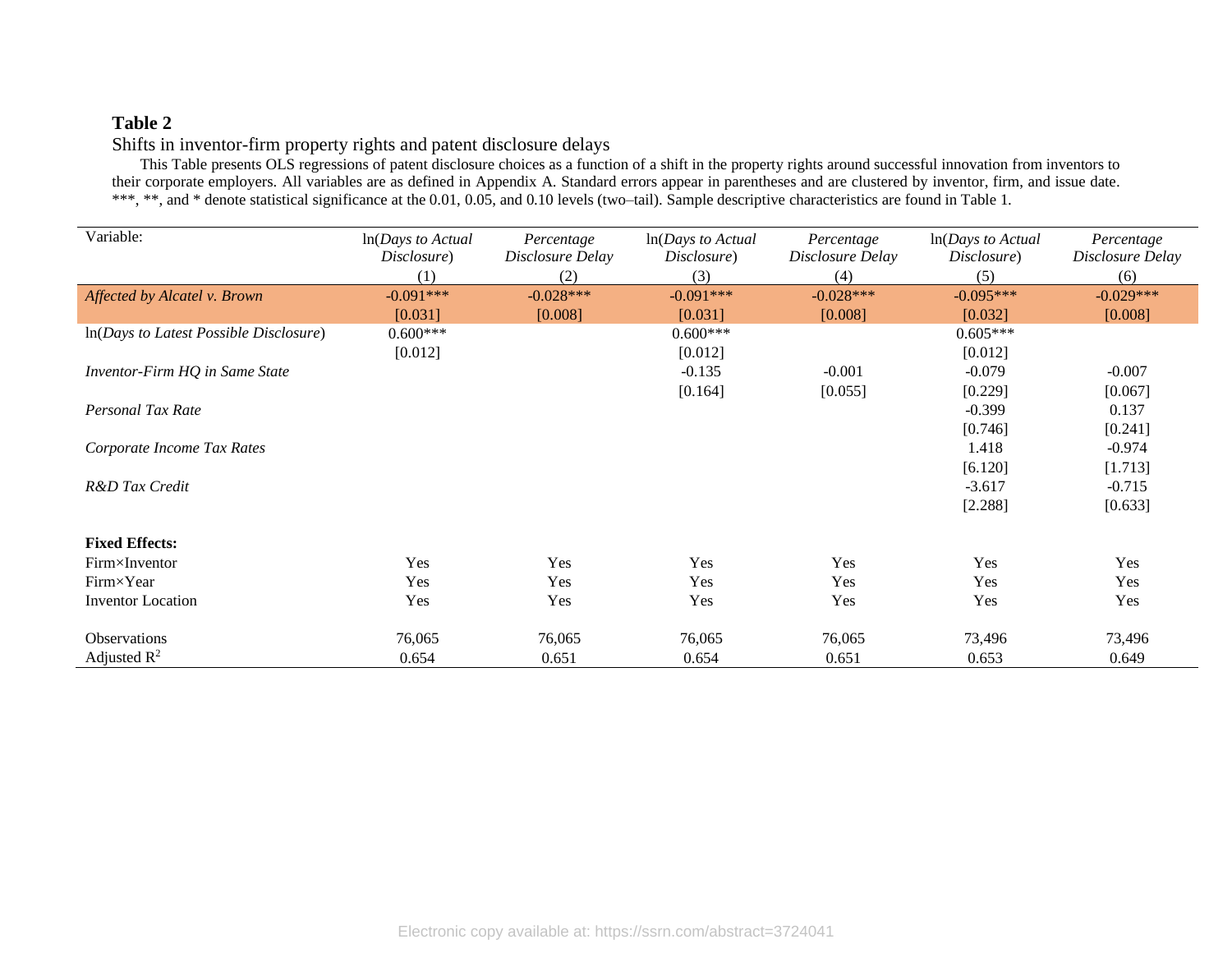**Table 2**

Shifts in inventor-firm property rights and patent disclosure delays

This Table presents OLS regressions of patent disclosure choices as a function of a shift in the property rights around successful innovation from inventors to their corporate employers. All variables are as defined in Appendix A. Standard errors appear in parentheses and are clustered by inventor, firm, and issue date. ***, **, and * denote statistical significance at the 0.01, 0.05, and 0.10 levels (two–tail). Sample descriptive characteristics are found in Table 1.

| Variable: | ln(*Days to Actual Disclosure*) (1) | *Percentage Disclosure Delay* (2) | ln(*Days to Actual Disclosure*) (3) | *Percentage Disclosure Delay* (4) | ln(*Days to Actual Disclosure*) (5) | *Percentage Disclosure Delay* (6) |
|---|---|---|---|---|---|---|
| *Affected by Alcatel v. Brown* | -0.091*** | -0.028*** | -0.091*** | -0.028*** | -0.095*** | -0.029*** |
| | [0.031] | [0.008] | [0.031] | [0.008] | [0.032] | [0.008] |
| ln(*Days to Latest Possible Disclosure*) | 0.600*** | | 0.600*** | | 0.605*** | |
| | [0.012] | | [0.012] | | [0.012] | |
| *Inventor-Firm HQ in Same State* | | | -0.135 | -0.001 | -0.079 | -0.007 |
| | | | [0.164] | [0.055] | [0.229] | [0.067] |
| *Personal Tax Rate* | | | | | -0.399 | 0.137 |
| | | | | | [0.746] | [0.241] |
| *Corporate Income Tax Rates* | | | | | 1.418 | -0.974 |
| | | | | | [6.120] | [1.713] |
| *R&D Tax Credit* | | | | | -3.617 | -0.715 |
| | | | | | [2.288] | [0.633] |
| **Fixed Effects:** | | | | | | |
| Firm×Inventor | Yes | Yes | Yes | Yes | Yes | Yes |
| Firm×Year | Yes | Yes | Yes | Yes | Yes | Yes |
| Inventor Location | Yes | Yes | Yes | Yes | Yes | Yes |
| Observations | 76,065 | 76,065 | 76,065 | 76,065 | 73,496 | 73,496 |
| Adjusted $R^2$ | 0.654 | 0.651 | 0.654 | 0.651 | 0.653 | 0.649 |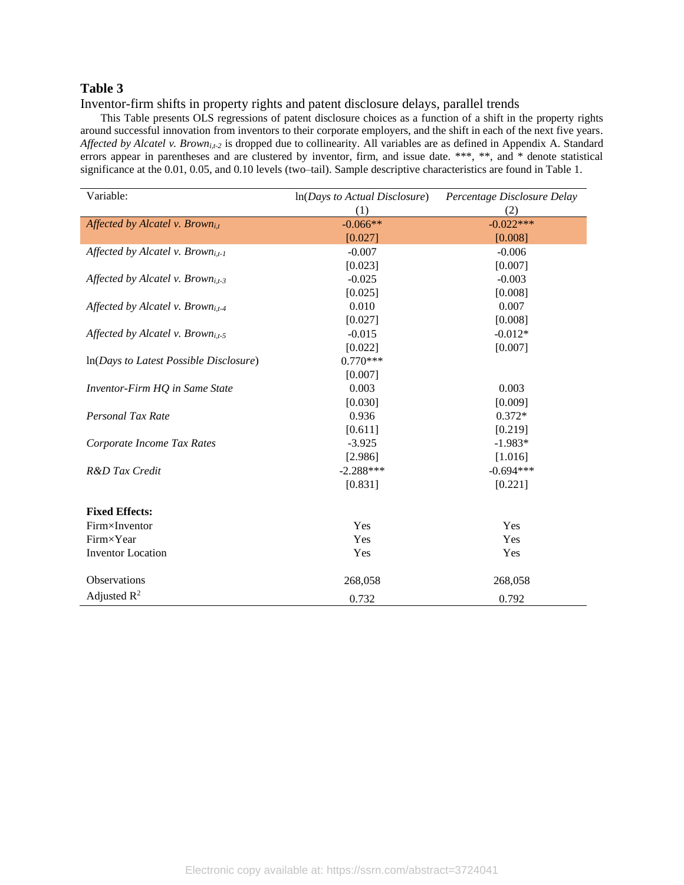**Table 3**

Inventor-firm shifts in property rights and patent disclosure delays, parallel trends

This Table presents OLS regressions of patent disclosure choices as a function of a shift in the property rights around successful innovation from inventors to their corporate employers, and the shift in each of the next five years. *Affected by Alcatel v. Brown*$_{i,t\text{-}2}$ is dropped due to collinearity. All variables are as defined in Appendix A. Standard errors appear in parentheses and are clustered by inventor, firm, and issue date. ***, **, and * denote statistical significance at the 0.01, 0.05, and 0.10 levels (two–tail). Sample descriptive characteristics are found in Table 1.

| Variable: | ln(*Days to Actual Disclosure*) | *Percentage Disclosure Delay* |
|---|---|---|
| | (1) | (2) |
| *Affected by Alcatel v. Brown*$_{i,t}$ | -0.066** | -0.022*** |
| | [0.027] | [0.008] |
| *Affected by Alcatel v. Brown*$_{i,t\text{-}1}$ | -0.007 | -0.006 |
| | [0.023] | [0.007] |
| *Affected by Alcatel v. Brown*$_{i,t\text{-}3}$ | -0.025 | -0.003 |
| | [0.025] | [0.008] |
| *Affected by Alcatel v. Brown*$_{i,t\text{-}4}$ | 0.010 | 0.007 |
| | [0.027] | [0.008] |
| *Affected by Alcatel v. Brown*$_{i,t\text{-}5}$ | -0.015 | -0.012* |
| | [0.022] | [0.007] |
| ln(*Days to Latest Possible Disclosure*) | 0.770*** | |
| | [0.007] | |
| *Inventor-Firm HQ in Same State* | 0.003 | 0.003 |
| | [0.030] | [0.009] |
| *Personal Tax Rate* | 0.936 | 0.372* |
| | [0.611] | [0.219] |
| *Corporate Income Tax Rates* | -3.925 | -1.983* |
| | [2.986] | [1.016] |
| *R&D Tax Credit* | -2.288*** | -0.694*** |
| | [0.831] | [0.221] |
| **Fixed Effects:** | | |
| Firm×Inventor | Yes | Yes |
| Firm×Year | Yes | Yes |
| Inventor Location | Yes | Yes |
| Observations | 268,058 | 268,058 |
| Adjusted $R^2$ | 0.732 | 0.792 |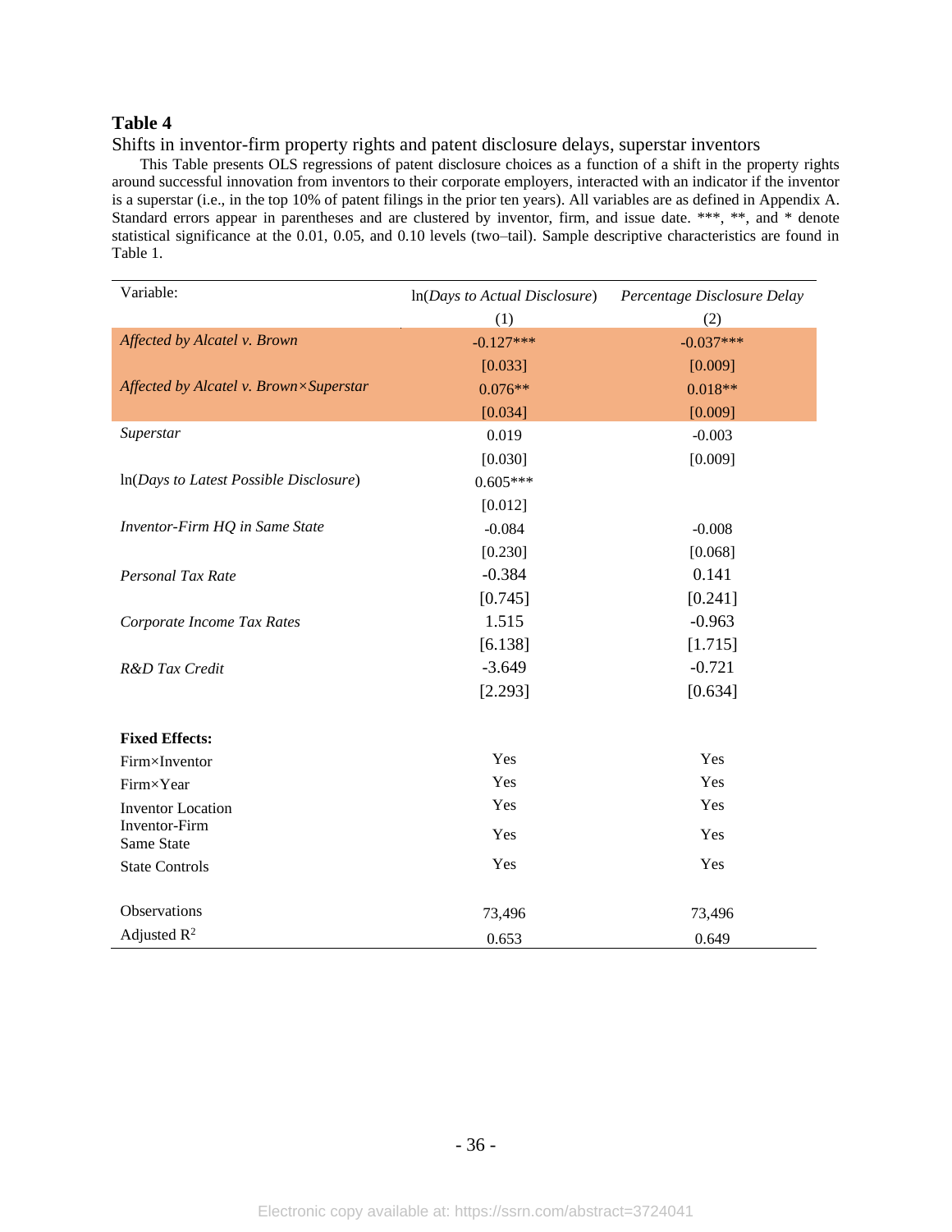**Table 4**

Shifts in inventor-firm property rights and patent disclosure delays, superstar inventors

This Table presents OLS regressions of patent disclosure choices as a function of a shift in the property rights around successful innovation from inventors to their corporate employers, interacted with an indicator if the inventor is a superstar (i.e., in the top 10% of patent filings in the prior ten years). All variables are as defined in Appendix A. Standard errors appear in parentheses and are clustered by inventor, firm, and issue date. ***, **, and * denote statistical significance at the 0.01, 0.05, and 0.10 levels (two–tail). Sample descriptive characteristics are found in Table 1.

| Variable: | ln(*Days to Actual Disclosure*) | *Percentage Disclosure Delay* |
|---|---|---|
| | (1) | (2) |
| *Affected by Alcatel v. Brown* | -0.127*** | -0.037*** |
| | [0.033] | [0.009] |
| *Affected by Alcatel v. Brown×Superstar* | 0.076** | 0.018** |
| | [0.034] | [0.009] |
| *Superstar* | 0.019 | -0.003 |
| | [0.030] | [0.009] |
| ln(*Days to Latest Possible Disclosure*) | 0.605*** | |
| | [0.012] | |
| *Inventor-Firm HQ in Same State* | -0.084 | -0.008 |
| | [0.230] | [0.068] |
| *Personal Tax Rate* | -0.384 | 0.141 |
| | [0.745] | [0.241] |
| *Corporate Income Tax Rates* | 1.515 | -0.963 |
| | [6.138] | [1.715] |
| *R&D Tax Credit* | -3.649 | -0.721 |
| | [2.293] | [0.634] |
| | | |
| **Fixed Effects:** | | |
| Firm×Inventor | Yes | Yes |
| Firm×Year | Yes | Yes |
| Inventor Location | Yes | Yes |
| Inventor-Firm Same State | Yes | Yes |
| State Controls | Yes | Yes |
| | | |
| Observations | 73,496 | 73,496 |
| Adjusted $R^2$ | 0.653 | 0.649 |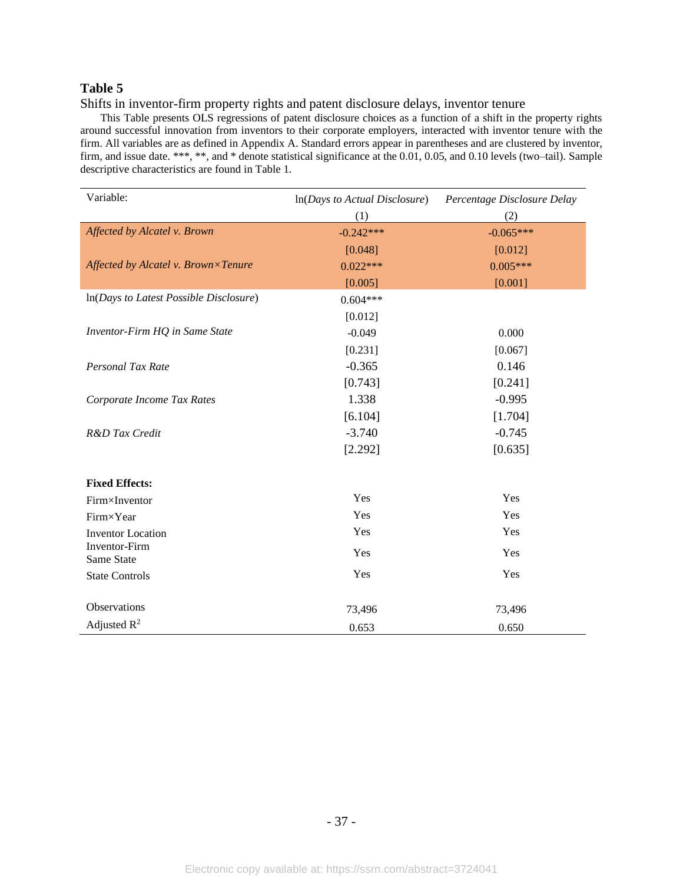**Table 5**

Shifts in inventor-firm property rights and patent disclosure delays, inventor tenure

This Table presents OLS regressions of patent disclosure choices as a function of a shift in the property rights around successful innovation from inventors to their corporate employers, interacted with inventor tenure with the firm. All variables are as defined in Appendix A. Standard errors appear in parentheses and are clustered by inventor, firm, and issue date. ***, **, and * denote statistical significance at the 0.01, 0.05, and 0.10 levels (two–tail). Sample descriptive characteristics are found in Table 1.

| Variable: | ln(*Days to Actual Disclosure*) | *Percentage Disclosure Delay* |
|---|---|---|
| | (1) | (2) |
| *Affected by Alcatel v. Brown* | -0.242*** | -0.065*** |
| | [0.048] | [0.012] |
| *Affected by Alcatel v. Brown×Tenure* | 0.022*** | 0.005*** |
| | [0.005] | [0.001] |
| ln(*Days to Latest Possible Disclosure*) | 0.604*** | |
| | [0.012] | |
| *Inventor-Firm HQ in Same State* | -0.049 | 0.000 |
| | [0.231] | [0.067] |
| *Personal Tax Rate* | -0.365 | 0.146 |
| | [0.743] | [0.241] |
| *Corporate Income Tax Rates* | 1.338 | -0.995 |
| | [6.104] | [1.704] |
| *R&D Tax Credit* | -3.740 | -0.745 |
| | [2.292] | [0.635] |
| **Fixed Effects:** | | |
| Firm×Inventor | Yes | Yes |
| Firm×Year | Yes | Yes |
| Inventor Location | Yes | Yes |
| Inventor-Firm Same State | Yes | Yes |
| State Controls | Yes | Yes |
| Observations | 73,496 | 73,496 |
| Adjusted $R^2$ | 0.653 | 0.650 |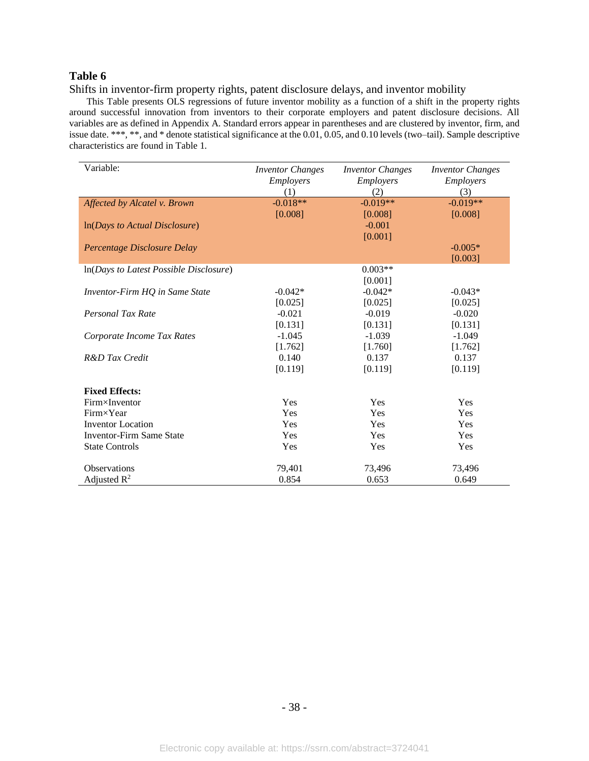## Table 6

Shifts in inventor-firm property rights, patent disclosure delays, and inventor mobility

This Table presents OLS regressions of future inventor mobility as a function of a shift in the property rights around successful innovation from inventors to their corporate employers and patent disclosure decisions. All variables are as defined in Appendix A. Standard errors appear in parentheses and are clustered by inventor, firm, and issue date. ***, **, and * denote statistical significance at the 0.01, 0.05, and 0.10 levels (two–tail). Sample descriptive characteristics are found in Table 1.

| Variable: | *Inventor Changes Employers* (1) | *Inventor Changes Employers* (2) | *Inventor Changes Employers* (3) |
|---|---|---|---|
| *Affected by Alcatel v. Brown* | -0.018** | -0.019** | -0.019** |
| | [0.008] | [0.008] | [0.008] |
| ln(*Days to Actual Disclosure*) | | -0.001 | |
| | | [0.001] | |
| *Percentage Disclosure Delay* | | | -0.005* |
| | | | [0.003] |
| ln(*Days to Latest Possible Disclosure*) | | 0.003** | |
| | | [0.001] | |
| *Inventor-Firm HQ in Same State* | -0.042* | -0.042* | -0.043* |
| | [0.025] | [0.025] | [0.025] |
| *Personal Tax Rate* | -0.021 | -0.019 | -0.020 |
| | [0.131] | [0.131] | [0.131] |
| *Corporate Income Tax Rates* | -1.045 | -1.039 | -1.049 |
| | [1.762] | [1.760] | [1.762] |
| *R&D Tax Credit* | 0.140 | 0.137 | 0.137 |
| | [0.119] | [0.119] | [0.119] |
| **Fixed Effects:** | | | |
| Firm×Inventor | Yes | Yes | Yes |
| Firm×Year | Yes | Yes | Yes |
| Inventor Location | Yes | Yes | Yes |
| Inventor-Firm Same State | Yes | Yes | Yes |
| State Controls | Yes | Yes | Yes |
| Observations | 79,401 | 73,496 | 73,496 |
| Adjusted $R^2$ | 0.854 | 0.653 | 0.649 |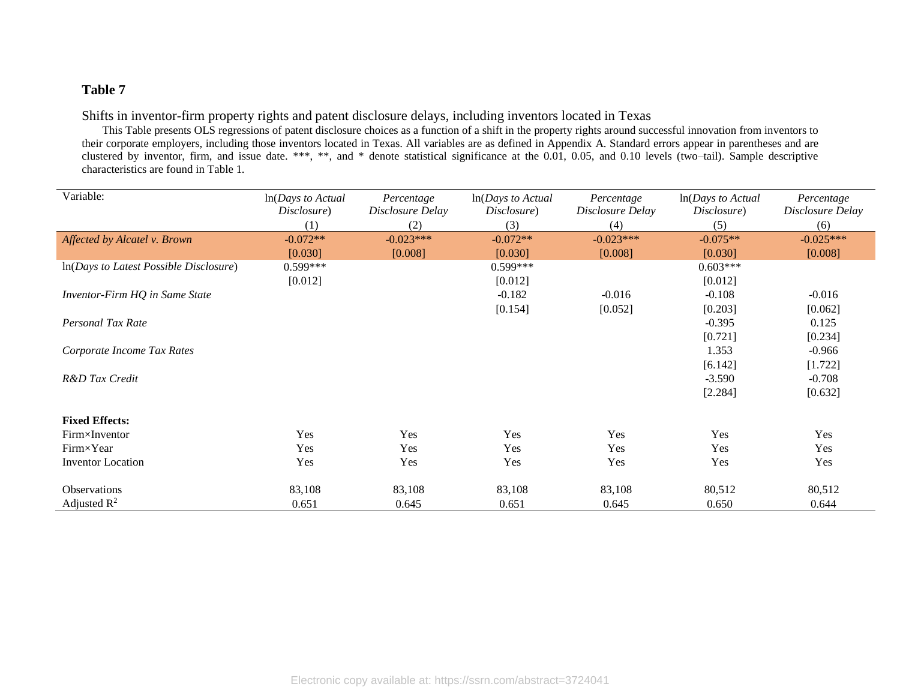**Table 7**

Shifts in inventor-firm property rights and patent disclosure delays, including inventors located in Texas

This Table presents OLS regressions of patent disclosure choices as a function of a shift in the property rights around successful innovation from inventors to their corporate employers, including those inventors located in Texas. All variables are as defined in Appendix A. Standard errors appear in parentheses and are clustered by inventor, firm, and issue date. ***, **, and * denote statistical significance at the 0.01, 0.05, and 0.10 levels (two–tail). Sample descriptive characteristics are found in Table 1.

| Variable: | ln(*Days to Actual Disclosure*) (1) | *Percentage Disclosure Delay* (2) | ln(*Days to Actual Disclosure*) (3) | *Percentage Disclosure Delay* (4) | ln(*Days to Actual Disclosure*) (5) | *Percentage Disclosure Delay* (6) |
|---|---|---|---|---|---|---|
| *Affected by Alcatel v. Brown* | -0.072** | -0.023*** | -0.072** | -0.023*** | -0.075** | -0.025*** |
| | [0.030] | [0.008] | [0.030] | [0.008] | [0.030] | [0.008] |
| ln(*Days to Latest Possible Disclosure*) | 0.599*** | | 0.599*** | | 0.603*** | |
| | [0.012] | | [0.012] | | [0.012] | |
| *Inventor-Firm HQ in Same State* | | | -0.182 | -0.016 | -0.108 | -0.016 |
| | | | [0.154] | [0.052] | [0.203] | [0.062] |
| *Personal Tax Rate* | | | | | -0.395 | 0.125 |
| | | | | | [0.721] | [0.234] |
| *Corporate Income Tax Rates* | | | | | 1.353 | -0.966 |
| | | | | | [6.142] | [1.722] |
| *R&D Tax Credit* | | | | | -3.590 | -0.708 |
| | | | | | [2.284] | [0.632] |
| **Fixed Effects:** | | | | | | |
| Firm×Inventor | Yes | Yes | Yes | Yes | Yes | Yes |
| Firm×Year | Yes | Yes | Yes | Yes | Yes | Yes |
| Inventor Location | Yes | Yes | Yes | Yes | Yes | Yes |
| Observations | 83,108 | 83,108 | 83,108 | 83,108 | 80,512 | 80,512 |
| Adjusted $R^2$ | 0.651 | 0.645 | 0.651 | 0.645 | 0.650 | 0.644 |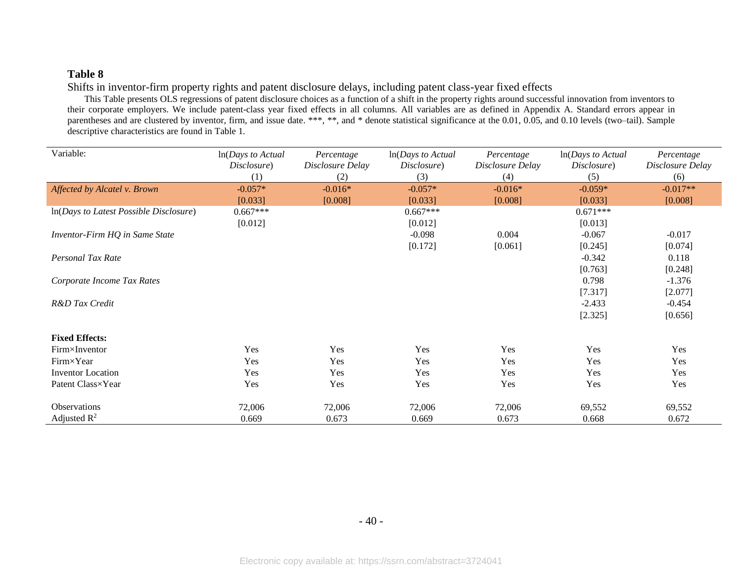**Table 8**

Shifts in inventor-firm property rights and patent disclosure delays, including patent class-year fixed effects

This Table presents OLS regressions of patent disclosure choices as a function of a shift in the property rights around successful innovation from inventors to their corporate employers. We include patent-class year fixed effects in all columns. All variables are as defined in Appendix A. Standard errors appear in parentheses and are clustered by inventor, firm, and issue date. ***, **, and * denote statistical significance at the 0.01, 0.05, and 0.10 levels (two–tail). Sample descriptive characteristics are found in Table 1.

| Variable: | ln(*Days to Actual Disclosure*) (1) | *Percentage Disclosure Delay* (2) | ln(*Days to Actual Disclosure*) (3) | *Percentage Disclosure Delay* (4) | ln(*Days to Actual Disclosure*) (5) | *Percentage Disclosure Delay* (6) |
|---|---|---|---|---|---|---|
| *Affected by Alcatel v. Brown* | -0.057* | -0.016* | -0.057* | -0.016* | -0.059* | -0.017** |
| | [0.033] | [0.008] | [0.033] | [0.008] | [0.033] | [0.008] |
| ln(*Days to Latest Possible Disclosure*) | 0.667*** | | 0.667*** | | 0.671*** | |
| | [0.012] | | [0.012] | | [0.013] | |
| *Inventor-Firm HQ in Same State* | | | -0.098 | 0.004 | -0.067 | -0.017 |
| | | | [0.172] | [0.061] | [0.245] | [0.074] |
| *Personal Tax Rate* | | | | | -0.342 | 0.118 |
| | | | | | [0.763] | [0.248] |
| *Corporate Income Tax Rates* | | | | | 0.798 | -1.376 |
| | | | | | [7.317] | [2.077] |
| *R&D Tax Credit* | | | | | -2.433 | -0.454 |
| | | | | | [2.325] | [0.656] |
| **Fixed Effects:** | | | | | | |
| Firm×Inventor | Yes | Yes | Yes | Yes | Yes | Yes |
| Firm×Year | Yes | Yes | Yes | Yes | Yes | Yes |
| Inventor Location | Yes | Yes | Yes | Yes | Yes | Yes |
| Patent Class×Year | Yes | Yes | Yes | Yes | Yes | Yes |
| Observations | 72,006 | 72,006 | 72,006 | 72,006 | 69,552 | 69,552 |
| Adjusted $R^2$ | 0.669 | 0.673 | 0.669 | 0.673 | 0.668 | 0.672 |